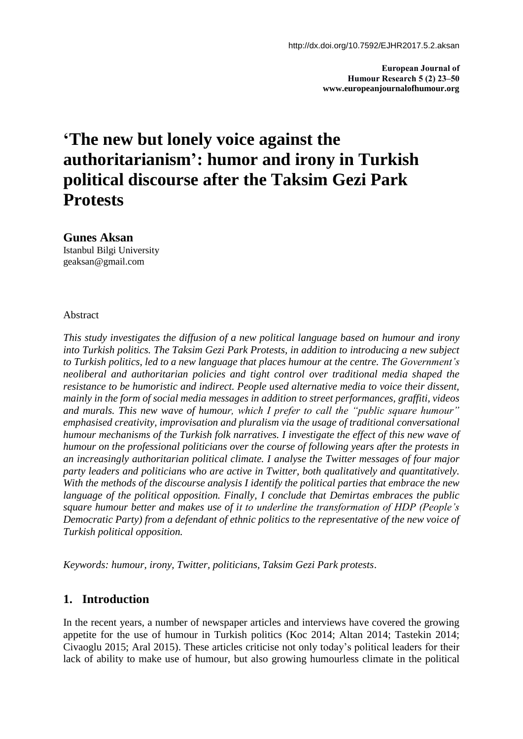http://dx.doi.org/10.7592/EJHR2017.5.2.aksan

**European Journal of Humour Research 5 (2) 23–50**
**www.europeanjournalofhumour.org**

# 'The new but lonely voice against the authoritarianism': humor and irony in Turkish political discourse after the Taksim Gezi Park Protests

**Gunes Aksan**
Istanbul Bilgi University
geaksan@gmail.com

Abstract

*This study investigates the diffusion of a new political language based on humour and irony into Turkish politics. The Taksim Gezi Park Protests, in addition to introducing a new subject to Turkish politics, led to a new language that places humour at the centre. The Government's neoliberal and authoritarian policies and tight control over traditional media shaped the resistance to be humoristic and indirect. People used alternative media to voice their dissent, mainly in the form of social media messages in addition to street performances, graffiti, videos and murals. This new wave of humour, which I prefer to call the "public square humour" emphasised creativity, improvisation and pluralism via the usage of traditional conversational humour mechanisms of the Turkish folk narratives. I investigate the effect of this new wave of humour on the professional politicians over the course of following years after the protests in an increasingly authoritarian political climate. I analyse the Twitter messages of four major party leaders and politicians who are active in Twitter, both qualitatively and quantitatively. With the methods of the discourse analysis I identify the political parties that embrace the new language of the political opposition. Finally, I conclude that Demirtas embraces the public square humour better and makes use of it to underline the transformation of HDP (People's Democratic Party) from a defendant of ethnic politics to the representative of the new voice of Turkish political opposition.*

*Keywords: humour, irony, Twitter, politicians, Taksim Gezi Park protests*.

## 1. Introduction

In the recent years, a number of newspaper articles and interviews have covered the growing appetite for the use of humour in Turkish politics (Koc 2014; Altan 2014; Tastekin 2014; Civaoglu 2015; Aral 2015). These articles criticise not only today's political leaders for their lack of ability to make use of humour, but also growing humourless climate in the political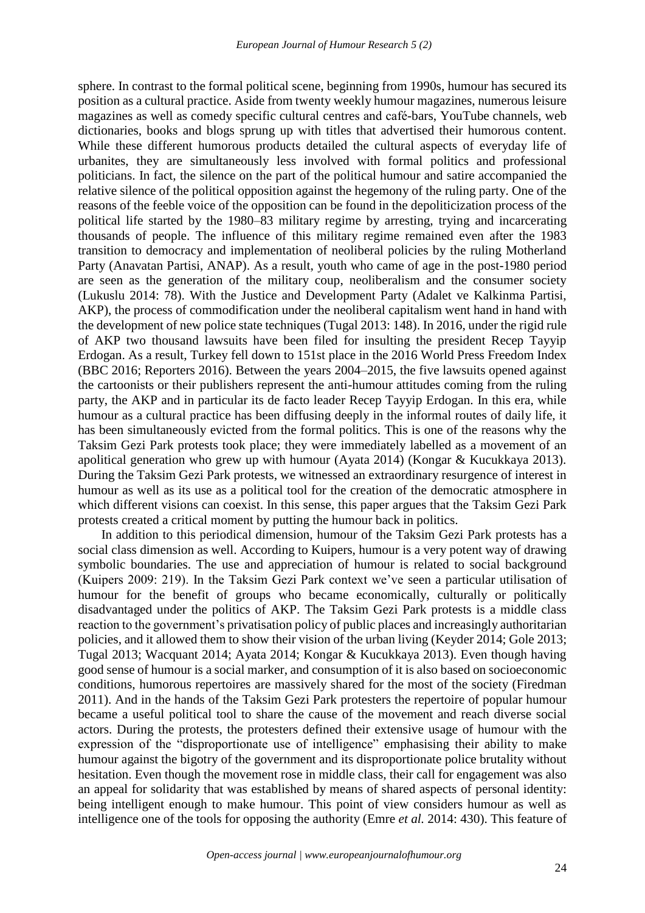sphere. In contrast to the formal political scene, beginning from 1990s, humour has secured its position as a cultural practice. Aside from twenty weekly humour magazines, numerous leisure magazines as well as comedy specific cultural centres and café-bars, YouTube channels, web dictionaries, books and blogs sprung up with titles that advertised their humorous content. While these different humorous products detailed the cultural aspects of everyday life of urbanites, they are simultaneously less involved with formal politics and professional politicians. In fact, the silence on the part of the political humour and satire accompanied the relative silence of the political opposition against the hegemony of the ruling party. One of the reasons of the feeble voice of the opposition can be found in the depoliticization process of the political life started by the 1980–83 military regime by arresting, trying and incarcerating thousands of people. The influence of this military regime remained even after the 1983 transition to democracy and implementation of neoliberal policies by the ruling Motherland Party (Anavatan Partisi, ANAP). As a result, youth who came of age in the post-1980 period are seen as the generation of the military coup, neoliberalism and the consumer society (Lukuslu 2014: 78). With the Justice and Development Party (Adalet ve Kalkinma Partisi, AKP), the process of commodification under the neoliberal capitalism went hand in hand with the development of new police state techniques (Tugal 2013: 148). In 2016, under the rigid rule of AKP two thousand lawsuits have been filed for insulting the president Recep Tayyip Erdogan. As a result, Turkey fell down to 151st place in the 2016 World Press Freedom Index (BBC 2016; Reporters 2016). Between the years 2004–2015, the five lawsuits opened against the cartoonists or their publishers represent the anti-humour attitudes coming from the ruling party, the AKP and in particular its de facto leader Recep Tayyip Erdogan. In this era, while humour as a cultural practice has been diffusing deeply in the informal routes of daily life, it has been simultaneously evicted from the formal politics. This is one of the reasons why the Taksim Gezi Park protests took place; they were immediately labelled as a movement of an apolitical generation who grew up with humour (Ayata 2014) (Kongar & Kucukkaya 2013). During the Taksim Gezi Park protests, we witnessed an extraordinary resurgence of interest in humour as well as its use as a political tool for the creation of the democratic atmosphere in which different visions can coexist. In this sense, this paper argues that the Taksim Gezi Park protests created a critical moment by putting the humour back in politics.

In addition to this periodical dimension, humour of the Taksim Gezi Park protests has a social class dimension as well. According to Kuipers, humour is a very potent way of drawing symbolic boundaries. The use and appreciation of humour is related to social background (Kuipers 2009: 219). In the Taksim Gezi Park context we've seen a particular utilisation of humour for the benefit of groups who became economically, culturally or politically disadvantaged under the politics of AKP. The Taksim Gezi Park protests is a middle class reaction to the government's privatisation policy of public places and increasingly authoritarian policies, and it allowed them to show their vision of the urban living (Keyder 2014; Gole 2013; Tugal 2013; Wacquant 2014; Ayata 2014; Kongar & Kucukkaya 2013). Even though having good sense of humour is a social marker, and consumption of it is also based on socioeconomic conditions, humorous repertoires are massively shared for the most of the society (Firedman 2011). And in the hands of the Taksim Gezi Park protesters the repertoire of popular humour became a useful political tool to share the cause of the movement and reach diverse social actors. During the protests, the protesters defined their extensive usage of humour with the expression of the "disproportionate use of intelligence" emphasising their ability to make humour against the bigotry of the government and its disproportionate police brutality without hesitation. Even though the movement rose in middle class, their call for engagement was also an appeal for solidarity that was established by means of shared aspects of personal identity: being intelligent enough to make humour. This point of view considers humour as well as intelligence one of the tools for opposing the authority (Emre *et al.* 2014: 430). This feature of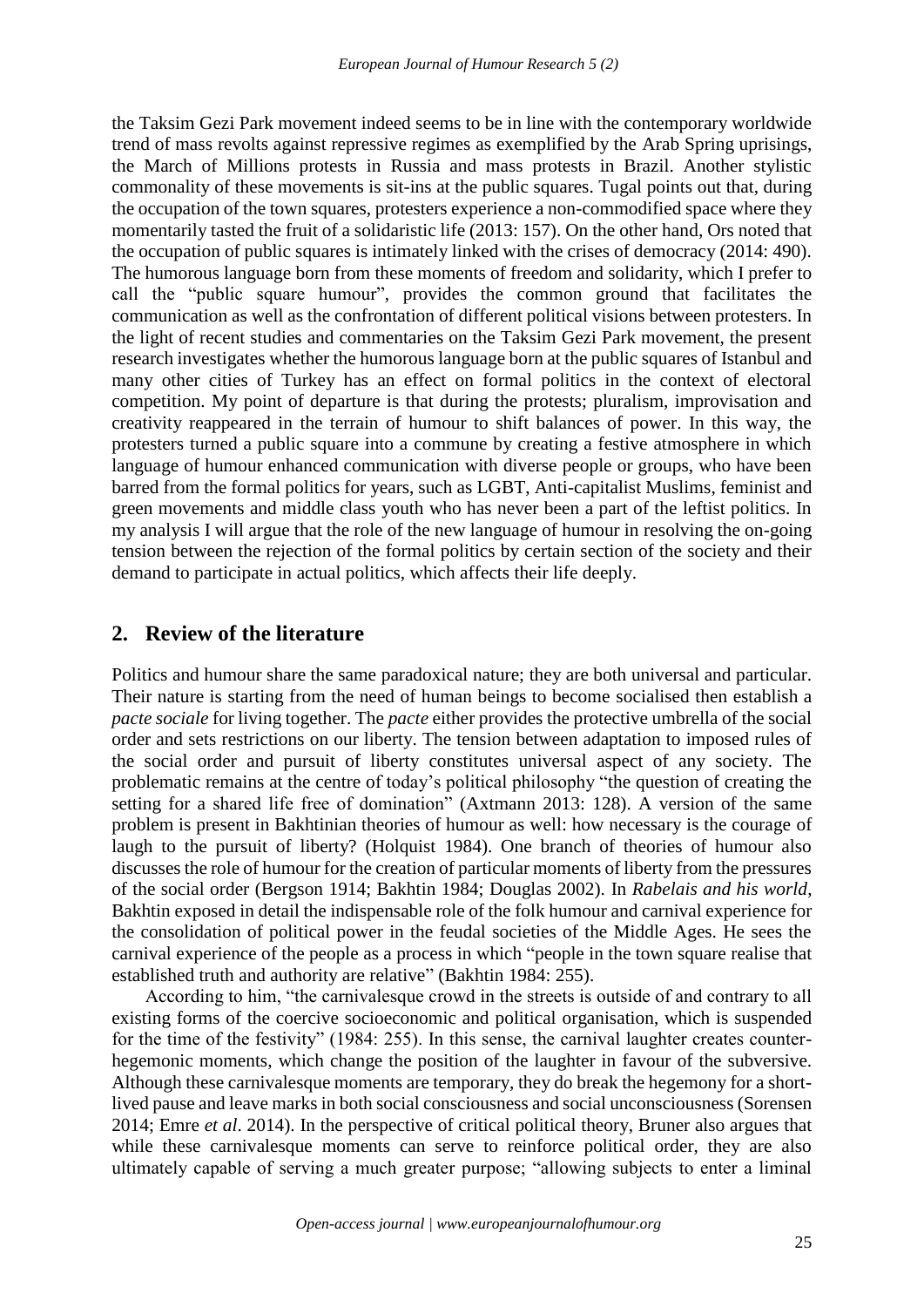the Taksim Gezi Park movement indeed seems to be in line with the contemporary worldwide trend of mass revolts against repressive regimes as exemplified by the Arab Spring uprisings, the March of Millions protests in Russia and mass protests in Brazil. Another stylistic commonality of these movements is sit-ins at the public squares. Tugal points out that, during the occupation of the town squares, protesters experience a non-commodified space where they momentarily tasted the fruit of a solidaristic life (2013: 157). On the other hand, Ors noted that the occupation of public squares is intimately linked with the crises of democracy (2014: 490). The humorous language born from these moments of freedom and solidarity, which I prefer to call the "public square humour", provides the common ground that facilitates the communication as well as the confrontation of different political visions between protesters. In the light of recent studies and commentaries on the Taksim Gezi Park movement, the present research investigates whether the humorous language born at the public squares of Istanbul and many other cities of Turkey has an effect on formal politics in the context of electoral competition. My point of departure is that during the protests; pluralism, improvisation and creativity reappeared in the terrain of humour to shift balances of power. In this way, the protesters turned a public square into a commune by creating a festive atmosphere in which language of humour enhanced communication with diverse people or groups, who have been barred from the formal politics for years, such as LGBT, Anti-capitalist Muslims, feminist and green movements and middle class youth who has never been a part of the leftist politics. In my analysis I will argue that the role of the new language of humour in resolving the on-going tension between the rejection of the formal politics by certain section of the society and their demand to participate in actual politics, which affects their life deeply.

## 2. Review of the literature

Politics and humour share the same paradoxical nature; they are both universal and particular. Their nature is starting from the need of human beings to become socialised then establish a *pacte sociale* for living together. The *pacte* either provides the protective umbrella of the social order and sets restrictions on our liberty. The tension between adaptation to imposed rules of the social order and pursuit of liberty constitutes universal aspect of any society. The problematic remains at the centre of today's political philosophy "the question of creating the setting for a shared life free of domination" (Axtmann 2013: 128). A version of the same problem is present in Bakhtinian theories of humour as well: how necessary is the courage of laugh to the pursuit of liberty? (Holquist 1984). One branch of theories of humour also discusses the role of humour for the creation of particular moments of liberty from the pressures of the social order (Bergson 1914; Bakhtin 1984; Douglas 2002). In *Rabelais and his world*, Bakhtin exposed in detail the indispensable role of the folk humour and carnival experience for the consolidation of political power in the feudal societies of the Middle Ages. He sees the carnival experience of the people as a process in which "people in the town square realise that established truth and authority are relative" (Bakhtin 1984: 255).

According to him, "the carnivalesque crowd in the streets is outside of and contrary to all existing forms of the coercive socioeconomic and political organisation, which is suspended for the time of the festivity" (1984: 255). In this sense, the carnival laughter creates counter-hegemonic moments, which change the position of the laughter in favour of the subversive. Although these carnivalesque moments are temporary, they do break the hegemony for a short-lived pause and leave marks in both social consciousness and social unconsciousness (Sorensen 2014; Emre *et al*. 2014). In the perspective of critical political theory, Bruner also argues that while these carnivalesque moments can serve to reinforce political order, they are also ultimately capable of serving a much greater purpose; "allowing subjects to enter a liminal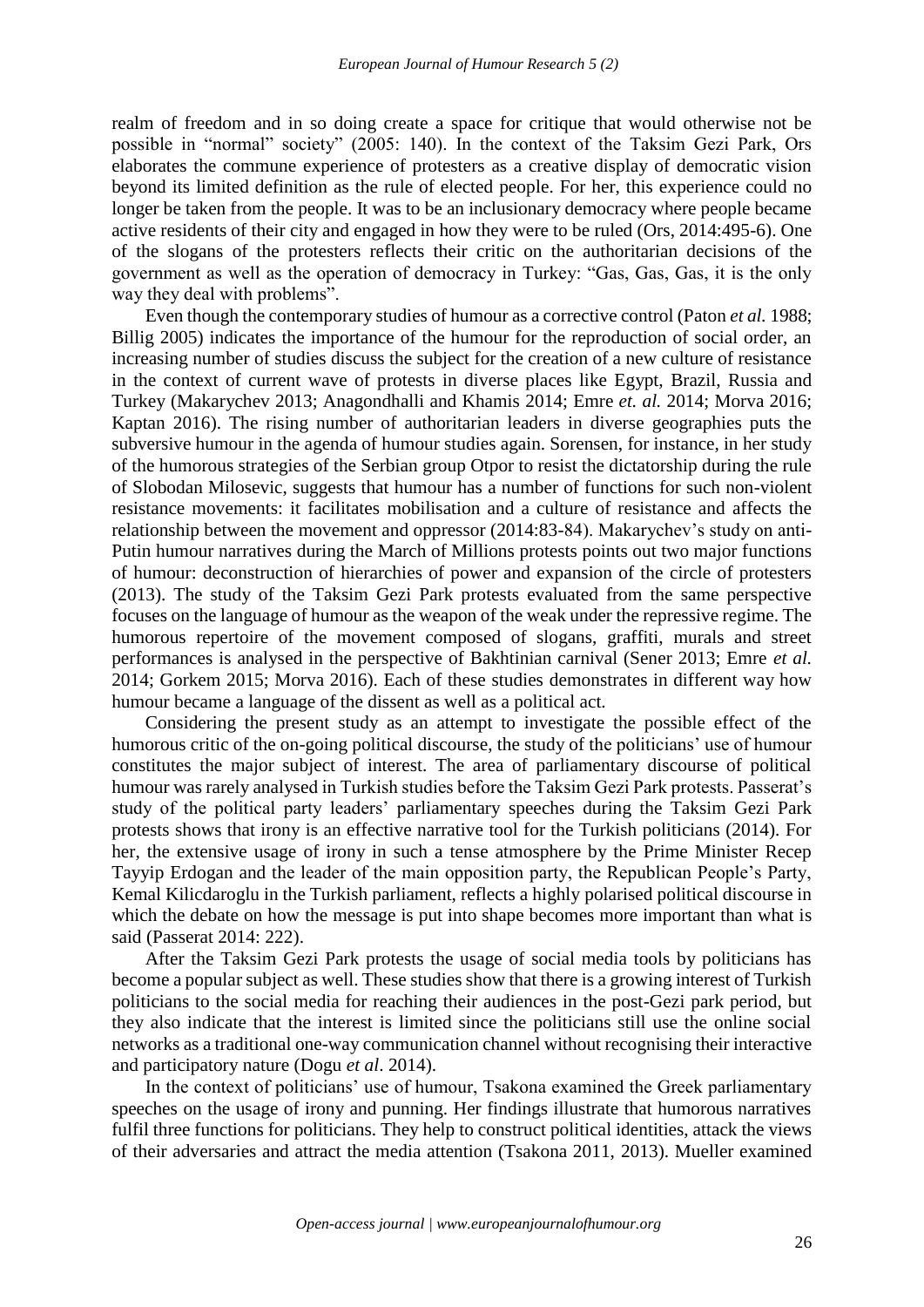realm of freedom and in so doing create a space for critique that would otherwise not be possible in "normal" society" (2005: 140). In the context of the Taksim Gezi Park, Ors elaborates the commune experience of protesters as a creative display of democratic vision beyond its limited definition as the rule of elected people. For her, this experience could no longer be taken from the people. It was to be an inclusionary democracy where people became active residents of their city and engaged in how they were to be ruled (Ors, 2014:495-6). One of the slogans of the protesters reflects their critic on the authoritarian decisions of the government as well as the operation of democracy in Turkey: "Gas, Gas, Gas, it is the only way they deal with problems".

Even though the contemporary studies of humour as a corrective control (Paton *et al.* 1988; Billig 2005) indicates the importance of the humour for the reproduction of social order, an increasing number of studies discuss the subject for the creation of a new culture of resistance in the context of current wave of protests in diverse places like Egypt, Brazil, Russia and Turkey (Makarychev 2013; Anagondhalli and Khamis 2014; Emre *et. al.* 2014; Morva 2016; Kaptan 2016). The rising number of authoritarian leaders in diverse geographies puts the subversive humour in the agenda of humour studies again. Sorensen, for instance, in her study of the humorous strategies of the Serbian group Otpor to resist the dictatorship during the rule of Slobodan Milosevic, suggests that humour has a number of functions for such non-violent resistance movements: it facilitates mobilisation and a culture of resistance and affects the relationship between the movement and oppressor (2014:83-84). Makarychev's study on anti-Putin humour narratives during the March of Millions protests points out two major functions of humour: deconstruction of hierarchies of power and expansion of the circle of protesters (2013). The study of the Taksim Gezi Park protests evaluated from the same perspective focuses on the language of humour as the weapon of the weak under the repressive regime. The humorous repertoire of the movement composed of slogans, graffiti, murals and street performances is analysed in the perspective of Bakhtinian carnival (Sener 2013; Emre *et al.* 2014; Gorkem 2015; Morva 2016). Each of these studies demonstrates in different way how humour became a language of the dissent as well as a political act.

Considering the present study as an attempt to investigate the possible effect of the humorous critic of the on-going political discourse, the study of the politicians' use of humour constitutes the major subject of interest. The area of parliamentary discourse of political humour was rarely analysed in Turkish studies before the Taksim Gezi Park protests. Passerat's study of the political party leaders' parliamentary speeches during the Taksim Gezi Park protests shows that irony is an effective narrative tool for the Turkish politicians (2014). For her, the extensive usage of irony in such a tense atmosphere by the Prime Minister Recep Tayyip Erdogan and the leader of the main opposition party, the Republican People's Party, Kemal Kilicdaroglu in the Turkish parliament, reflects a highly polarised political discourse in which the debate on how the message is put into shape becomes more important than what is said (Passerat 2014: 222).

After the Taksim Gezi Park protests the usage of social media tools by politicians has become a popular subject as well. These studies show that there is a growing interest of Turkish politicians to the social media for reaching their audiences in the post-Gezi park period, but they also indicate that the interest is limited since the politicians still use the online social networks as a traditional one-way communication channel without recognising their interactive and participatory nature (Dogu *et al*. 2014).

In the context of politicians' use of humour, Tsakona examined the Greek parliamentary speeches on the usage of irony and punning. Her findings illustrate that humorous narratives fulfil three functions for politicians. They help to construct political identities, attack the views of their adversaries and attract the media attention (Tsakona 2011, 2013). Mueller examined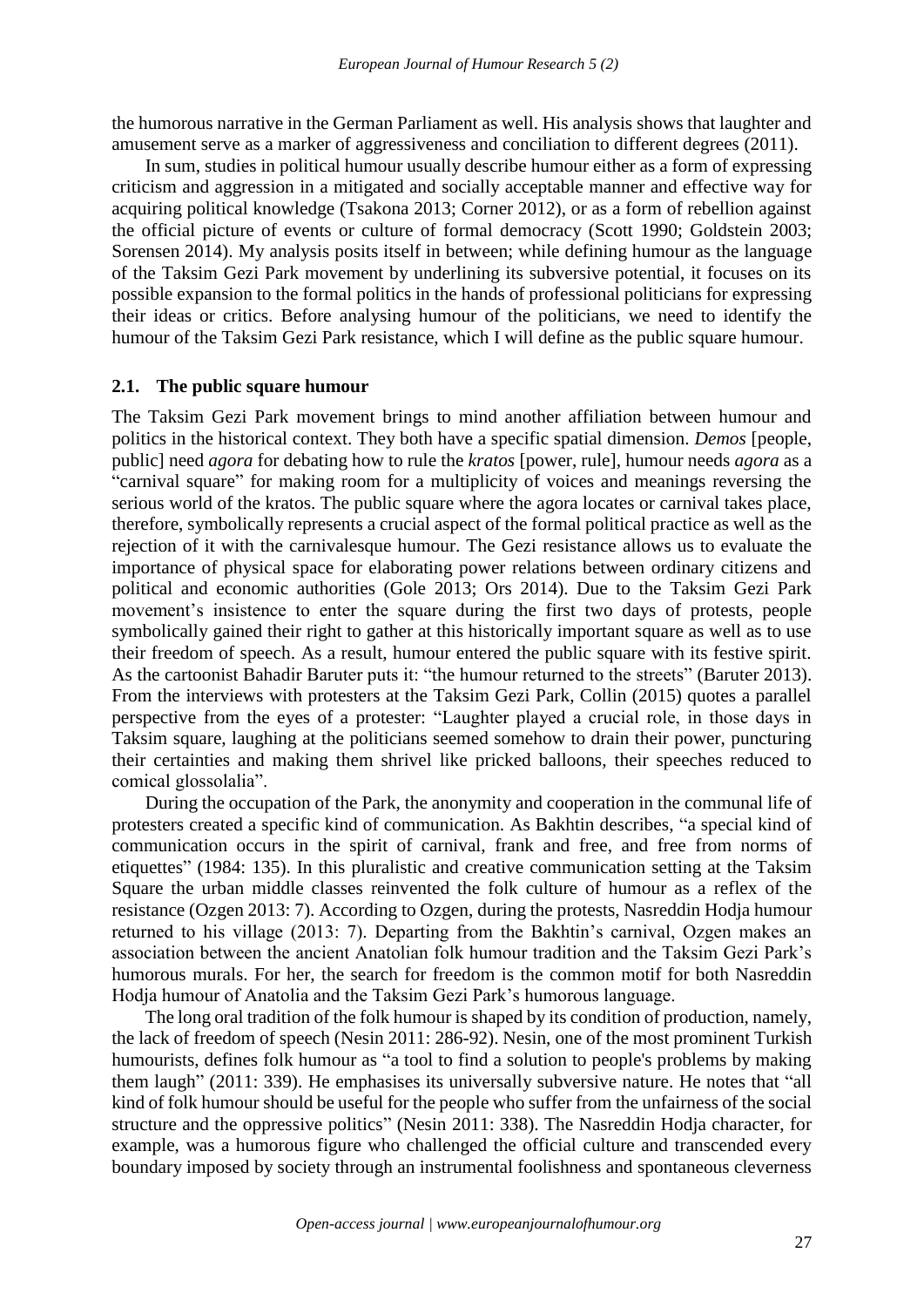the humorous narrative in the German Parliament as well. His analysis shows that laughter and amusement serve as a marker of aggressiveness and conciliation to different degrees (2011).

In sum, studies in political humour usually describe humour either as a form of expressing criticism and aggression in a mitigated and socially acceptable manner and effective way for acquiring political knowledge (Tsakona 2013; Corner 2012), or as a form of rebellion against the official picture of events or culture of formal democracy (Scott 1990; Goldstein 2003; Sorensen 2014). My analysis posits itself in between; while defining humour as the language of the Taksim Gezi Park movement by underlining its subversive potential, it focuses on its possible expansion to the formal politics in the hands of professional politicians for expressing their ideas or critics. Before analysing humour of the politicians, we need to identify the humour of the Taksim Gezi Park resistance, which I will define as the public square humour.

## 2.1. The public square humour

The Taksim Gezi Park movement brings to mind another affiliation between humour and politics in the historical context. They both have a specific spatial dimension. *Demos* [people, public] need *agora* for debating how to rule the *kratos* [power, rule], humour needs *agora* as a "carnival square" for making room for a multiplicity of voices and meanings reversing the serious world of the kratos. The public square where the agora locates or carnival takes place, therefore, symbolically represents a crucial aspect of the formal political practice as well as the rejection of it with the carnivalesque humour. The Gezi resistance allows us to evaluate the importance of physical space for elaborating power relations between ordinary citizens and political and economic authorities (Gole 2013; Ors 2014). Due to the Taksim Gezi Park movement's insistence to enter the square during the first two days of protests, people symbolically gained their right to gather at this historically important square as well as to use their freedom of speech. As a result, humour entered the public square with its festive spirit. As the cartoonist Bahadir Baruter puts it: "the humour returned to the streets" (Baruter 2013). From the interviews with protesters at the Taksim Gezi Park, Collin (2015) quotes a parallel perspective from the eyes of a protester: "Laughter played a crucial role, in those days in Taksim square, laughing at the politicians seemed somehow to drain their power, puncturing their certainties and making them shrivel like pricked balloons, their speeches reduced to comical glossolalia".

During the occupation of the Park, the anonymity and cooperation in the communal life of protesters created a specific kind of communication. As Bakhtin describes, "a special kind of communication occurs in the spirit of carnival, frank and free, and free from norms of etiquettes" (1984: 135). In this pluralistic and creative communication setting at the Taksim Square the urban middle classes reinvented the folk culture of humour as a reflex of the resistance (Ozgen 2013: 7). According to Ozgen, during the protests, Nasreddin Hodja humour returned to his village (2013: 7). Departing from the Bakhtin's carnival, Ozgen makes an association between the ancient Anatolian folk humour tradition and the Taksim Gezi Park's humorous murals. For her, the search for freedom is the common motif for both Nasreddin Hodja humour of Anatolia and the Taksim Gezi Park's humorous language.

The long oral tradition of the folk humour is shaped by its condition of production, namely, the lack of freedom of speech (Nesin 2011: 286-92). Nesin, one of the most prominent Turkish humourists, defines folk humour as "a tool to find a solution to people's problems by making them laugh" (2011: 339). He emphasises its universally subversive nature. He notes that "all kind of folk humour should be useful for the people who suffer from the unfairness of the social structure and the oppressive politics" (Nesin 2011: 338). The Nasreddin Hodja character, for example, was a humorous figure who challenged the official culture and transcended every boundary imposed by society through an instrumental foolishness and spontaneous cleverness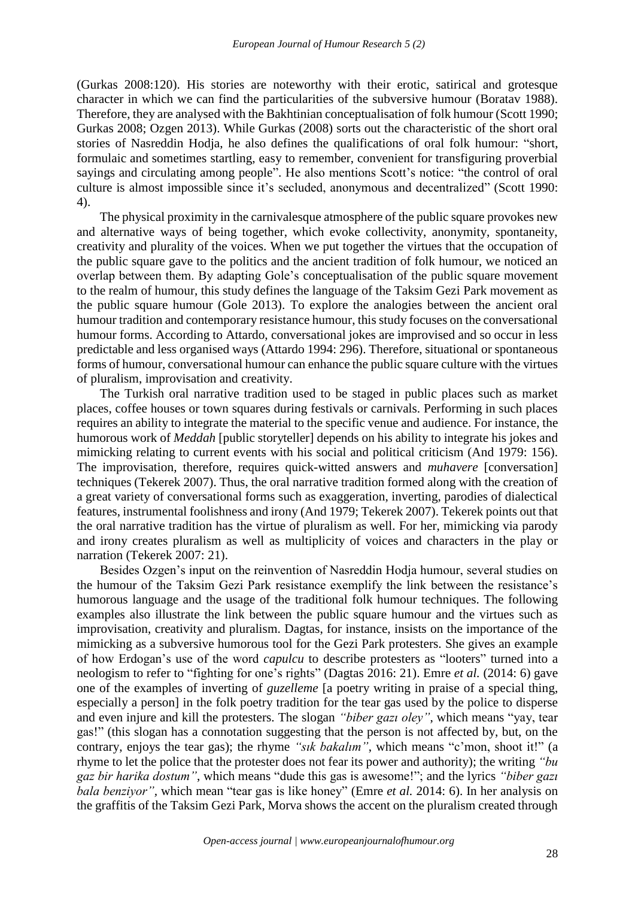(Gurkas 2008:120). His stories are noteworthy with their erotic, satirical and grotesque character in which we can find the particularities of the subversive humour (Boratav 1988). Therefore, they are analysed with the Bakhtinian conceptualisation of folk humour (Scott 1990; Gurkas 2008; Ozgen 2013). While Gurkas (2008) sorts out the characteristic of the short oral stories of Nasreddin Hodja, he also defines the qualifications of oral folk humour: "short, formulaic and sometimes startling, easy to remember, convenient for transfiguring proverbial sayings and circulating among people". He also mentions Scott's notice: "the control of oral culture is almost impossible since it's secluded, anonymous and decentralized" (Scott 1990: 4).

The physical proximity in the carnivalesque atmosphere of the public square provokes new and alternative ways of being together, which evoke collectivity, anonymity, spontaneity, creativity and plurality of the voices. When we put together the virtues that the occupation of the public square gave to the politics and the ancient tradition of folk humour, we noticed an overlap between them. By adapting Gole's conceptualisation of the public square movement to the realm of humour, this study defines the language of the Taksim Gezi Park movement as the public square humour (Gole 2013). To explore the analogies between the ancient oral humour tradition and contemporary resistance humour, this study focuses on the conversational humour forms. According to Attardo, conversational jokes are improvised and so occur in less predictable and less organised ways (Attardo 1994: 296). Therefore, situational or spontaneous forms of humour, conversational humour can enhance the public square culture with the virtues of pluralism, improvisation and creativity.

The Turkish oral narrative tradition used to be staged in public places such as market places, coffee houses or town squares during festivals or carnivals. Performing in such places requires an ability to integrate the material to the specific venue and audience. For instance, the humorous work of *Meddah* [public storyteller] depends on his ability to integrate his jokes and mimicking relating to current events with his social and political criticism (And 1979: 156). The improvisation, therefore, requires quick-witted answers and *muhavere* [conversation] techniques (Tekerek 2007). Thus, the oral narrative tradition formed along with the creation of a great variety of conversational forms such as exaggeration, inverting, parodies of dialectical features, instrumental foolishness and irony (And 1979; Tekerek 2007). Tekerek points out that the oral narrative tradition has the virtue of pluralism as well. For her, mimicking via parody and irony creates pluralism as well as multiplicity of voices and characters in the play or narration (Tekerek 2007: 21).

Besides Ozgen's input on the reinvention of Nasreddin Hodja humour, several studies on the humour of the Taksim Gezi Park resistance exemplify the link between the resistance's humorous language and the usage of the traditional folk humour techniques. The following examples also illustrate the link between the public square humour and the virtues such as improvisation, creativity and pluralism. Dagtas, for instance, insists on the importance of the mimicking as a subversive humorous tool for the Gezi Park protesters. She gives an example of how Erdogan's use of the word *capulcu* to describe protesters as "looters" turned into a neologism to refer to "fighting for one's rights" (Dagtas 2016: 21). Emre *et al.* (2014: 6) gave one of the examples of inverting of *guzelleme* [a poetry writing in praise of a special thing, especially a person] in the folk poetry tradition for the tear gas used by the police to disperse and even injure and kill the protesters. The slogan *"biber gazı oley"*, which means "yay, tear gas!" (this slogan has a connotation suggesting that the person is not affected by, but, on the contrary, enjoys the tear gas); the rhyme *"sık bakalım"*, which means "c'mon, shoot it!" (a rhyme to let the police that the protester does not fear its power and authority); the writing *"bu gaz bir harika dostum"*, which means "dude this gas is awesome!"; and the lyrics *"biber gazı bala benziyor"*, which mean "tear gas is like honey" (Emre *et al.* 2014: 6). In her analysis on the graffitis of the Taksim Gezi Park, Morva shows the accent on the pluralism created through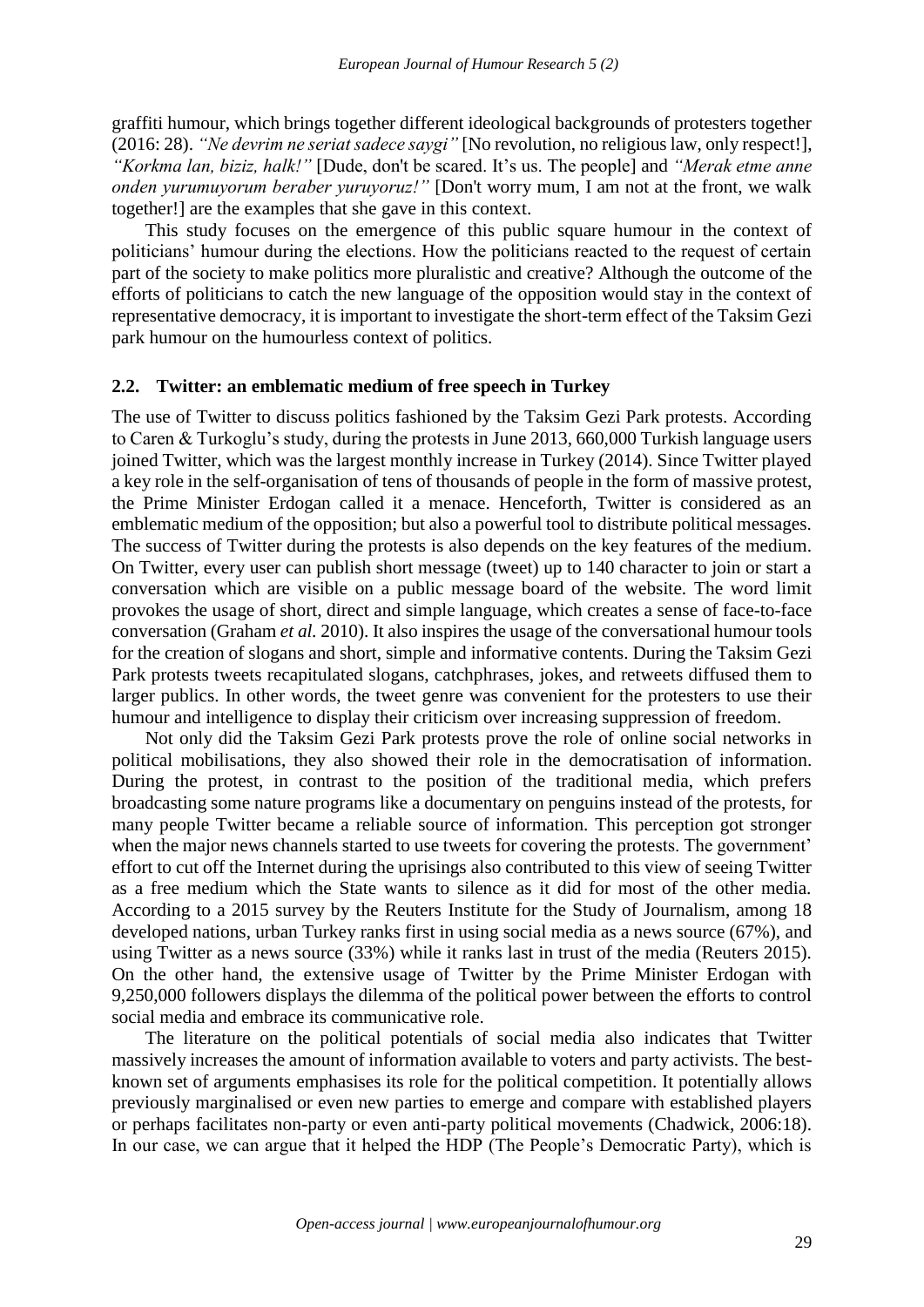graffiti humour, which brings together different ideological backgrounds of protesters together (2016: 28). *"Ne devrim ne seriat sadece saygi"* [No revolution, no religious law, only respect!], *"Korkma lan, biziz, halk!"* [Dude, don't be scared. It's us. The people] and *"Merak etme anne onden yurumuyorum beraber yuruyoruz!"* [Don't worry mum, I am not at the front, we walk together!] are the examples that she gave in this context.

This study focuses on the emergence of this public square humour in the context of politicians' humour during the elections. How the politicians reacted to the request of certain part of the society to make politics more pluralistic and creative? Although the outcome of the efforts of politicians to catch the new language of the opposition would stay in the context of representative democracy, it is important to investigate the short-term effect of the Taksim Gezi park humour on the humourless context of politics.

## 2.2. Twitter: an emblematic medium of free speech in Turkey

The use of Twitter to discuss politics fashioned by the Taksim Gezi Park protests. According to Caren & Turkoglu's study, during the protests in June 2013, 660,000 Turkish language users joined Twitter, which was the largest monthly increase in Turkey (2014). Since Twitter played a key role in the self-organisation of tens of thousands of people in the form of massive protest, the Prime Minister Erdogan called it a menace. Henceforth, Twitter is considered as an emblematic medium of the opposition; but also a powerful tool to distribute political messages. The success of Twitter during the protests is also depends on the key features of the medium. On Twitter, every user can publish short message (tweet) up to 140 character to join or start a conversation which are visible on a public message board of the website. The word limit provokes the usage of short, direct and simple language, which creates a sense of face-to-face conversation (Graham *et al.* 2010). It also inspires the usage of the conversational humour tools for the creation of slogans and short, simple and informative contents. During the Taksim Gezi Park protests tweets recapitulated slogans, catchphrases, jokes, and retweets diffused them to larger publics. In other words, the tweet genre was convenient for the protesters to use their humour and intelligence to display their criticism over increasing suppression of freedom.

Not only did the Taksim Gezi Park protests prove the role of online social networks in political mobilisations, they also showed their role in the democratisation of information. During the protest, in contrast to the position of the traditional media, which prefers broadcasting some nature programs like a documentary on penguins instead of the protests, for many people Twitter became a reliable source of information. This perception got stronger when the major news channels started to use tweets for covering the protests. The government' effort to cut off the Internet during the uprisings also contributed to this view of seeing Twitter as a free medium which the State wants to silence as it did for most of the other media. According to a 2015 survey by the Reuters Institute for the Study of Journalism, among 18 developed nations, urban Turkey ranks first in using social media as a news source (67%), and using Twitter as a news source (33%) while it ranks last in trust of the media (Reuters 2015). On the other hand, the extensive usage of Twitter by the Prime Minister Erdogan with 9,250,000 followers displays the dilemma of the political power between the efforts to control social media and embrace its communicative role.

The literature on the political potentials of social media also indicates that Twitter massively increases the amount of information available to voters and party activists. The best-known set of arguments emphasises its role for the political competition. It potentially allows previously marginalised or even new parties to emerge and compare with established players or perhaps facilitates non-party or even anti-party political movements (Chadwick, 2006:18). In our case, we can argue that it helped the HDP (The People's Democratic Party), which is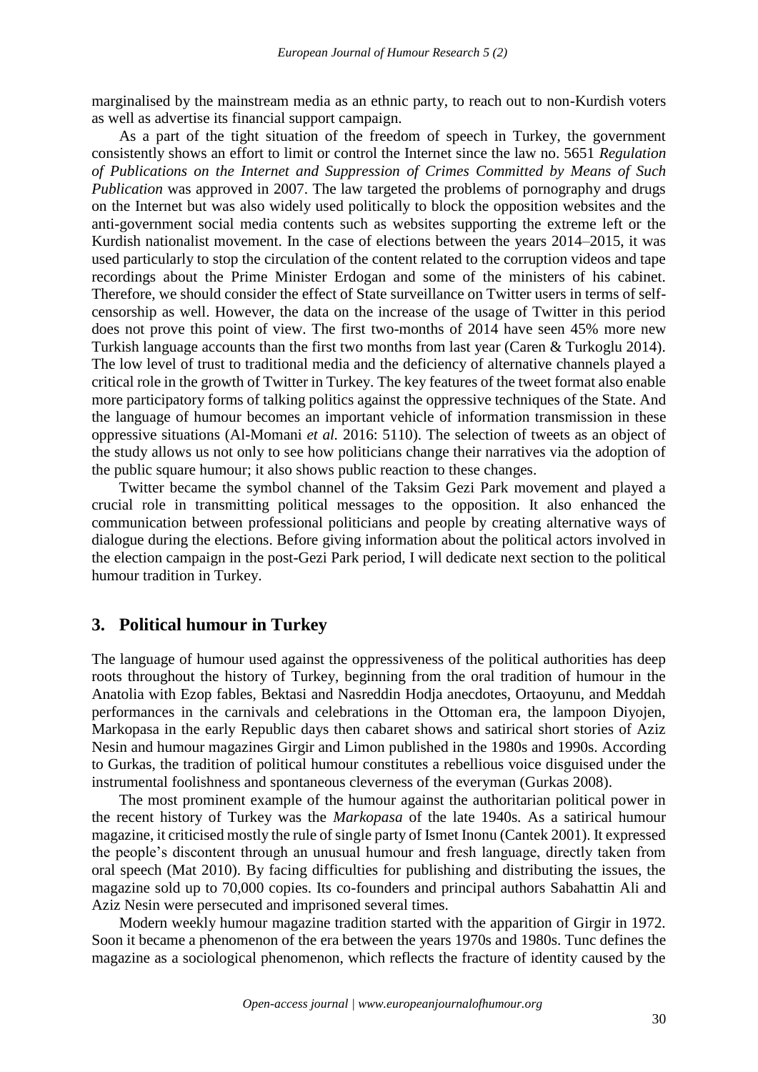marginalised by the mainstream media as an ethnic party, to reach out to non-Kurdish voters as well as advertise its financial support campaign.

As a part of the tight situation of the freedom of speech in Turkey, the government consistently shows an effort to limit or control the Internet since the law no. 5651 *Regulation of Publications on the Internet and Suppression of Crimes Committed by Means of Such Publication* was approved in 2007. The law targeted the problems of pornography and drugs on the Internet but was also widely used politically to block the opposition websites and the anti-government social media contents such as websites supporting the extreme left or the Kurdish nationalist movement. In the case of elections between the years 2014–2015, it was used particularly to stop the circulation of the content related to the corruption videos and tape recordings about the Prime Minister Erdogan and some of the ministers of his cabinet. Therefore, we should consider the effect of State surveillance on Twitter users in terms of self-censorship as well. However, the data on the increase of the usage of Twitter in this period does not prove this point of view. The first two-months of 2014 have seen 45% more new Turkish language accounts than the first two months from last year (Caren & Turkoglu 2014). The low level of trust to traditional media and the deficiency of alternative channels played a critical role in the growth of Twitter in Turkey. The key features of the tweet format also enable more participatory forms of talking politics against the oppressive techniques of the State. And the language of humour becomes an important vehicle of information transmission in these oppressive situations (Al-Momani *et al.* 2016: 5110). The selection of tweets as an object of the study allows us not only to see how politicians change their narratives via the adoption of the public square humour; it also shows public reaction to these changes.

Twitter became the symbol channel of the Taksim Gezi Park movement and played a crucial role in transmitting political messages to the opposition. It also enhanced the communication between professional politicians and people by creating alternative ways of dialogue during the elections. Before giving information about the political actors involved in the election campaign in the post-Gezi Park period, I will dedicate next section to the political humour tradition in Turkey.

## 3. Political humour in Turkey

The language of humour used against the oppressiveness of the political authorities has deep roots throughout the history of Turkey, beginning from the oral tradition of humour in the Anatolia with Ezop fables, Bektasi and Nasreddin Hodja anecdotes, Ortaoyunu, and Meddah performances in the carnivals and celebrations in the Ottoman era, the lampoon Diyojen, Markopasa in the early Republic days then cabaret shows and satirical short stories of Aziz Nesin and humour magazines Girgir and Limon published in the 1980s and 1990s. According to Gurkas, the tradition of political humour constitutes a rebellious voice disguised under the instrumental foolishness and spontaneous cleverness of the everyman (Gurkas 2008).

The most prominent example of the humour against the authoritarian political power in the recent history of Turkey was the *Markopasa* of the late 1940s. As a satirical humour magazine, it criticised mostly the rule of single party of Ismet Inonu (Cantek 2001). It expressed the people's discontent through an unusual humour and fresh language, directly taken from oral speech (Mat 2010). By facing difficulties for publishing and distributing the issues, the magazine sold up to 70,000 copies. Its co-founders and principal authors Sabahattin Ali and Aziz Nesin were persecuted and imprisoned several times.

Modern weekly humour magazine tradition started with the apparition of Girgir in 1972. Soon it became a phenomenon of the era between the years 1970s and 1980s. Tunc defines the magazine as a sociological phenomenon, which reflects the fracture of identity caused by the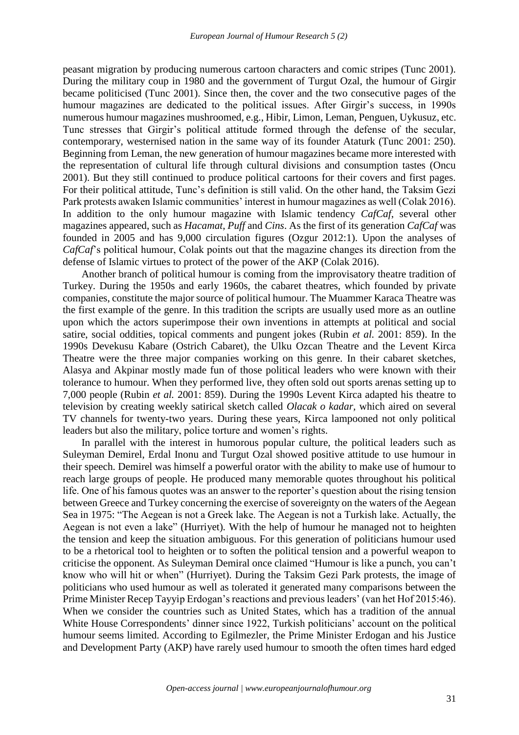peasant migration by producing numerous cartoon characters and comic stripes (Tunc 2001). During the military coup in 1980 and the government of Turgut Ozal, the humour of Girgir became politicised (Tunc 2001). Since then, the cover and the two consecutive pages of the humour magazines are dedicated to the political issues. After Girgir's success, in 1990s numerous humour magazines mushroomed, e.g., Hibir, Limon, Leman, Penguen, Uykusuz, etc. Tunc stresses that Girgir's political attitude formed through the defense of the secular, contemporary, westernised nation in the same way of its founder Ataturk (Tunc 2001: 250). Beginning from Leman, the new generation of humour magazines became more interested with the representation of cultural life through cultural divisions and consumption tastes (Oncu 2001). But they still continued to produce political cartoons for their covers and first pages. For their political attitude, Tunc's definition is still valid. On the other hand, the Taksim Gezi Park protests awaken Islamic communities' interest in humour magazines as well (Colak 2016). In addition to the only humour magazine with Islamic tendency *CafCaf*, several other magazines appeared, such as *Hacamat*, *Puff* and *Cins*. As the first of its generation *CafCaf* was founded in 2005 and has 9,000 circulation figures (Ozgur 2012:1). Upon the analyses of *CafCaf*'s political humour, Colak points out that the magazine changes its direction from the defense of Islamic virtues to protect of the power of the AKP (Colak 2016).

Another branch of political humour is coming from the improvisatory theatre tradition of Turkey. During the 1950s and early 1960s, the cabaret theatres, which founded by private companies, constitute the major source of political humour. The Muammer Karaca Theatre was the first example of the genre. In this tradition the scripts are usually used more as an outline upon which the actors superimpose their own inventions in attempts at political and social satire, social oddities, topical comments and pungent jokes (Rubin *et al.* 2001: 859). In the 1990s Devekusu Kabare (Ostrich Cabaret), the Ulku Ozcan Theatre and the Levent Kirca Theatre were the three major companies working on this genre. In their cabaret sketches, Alasya and Akpinar mostly made fun of those political leaders who were known with their tolerance to humour. When they performed live, they often sold out sports arenas setting up to 7,000 people (Rubin *et al.* 2001: 859). During the 1990s Levent Kirca adapted his theatre to television by creating weekly satirical sketch called *Olacak o kadar*, which aired on several TV channels for twenty-two years. During these years, Kirca lampooned not only political leaders but also the military, police torture and women's rights.

In parallel with the interest in humorous popular culture, the political leaders such as Suleyman Demirel, Erdal Inonu and Turgut Ozal showed positive attitude to use humour in their speech. Demirel was himself a powerful orator with the ability to make use of humour to reach large groups of people. He produced many memorable quotes throughout his political life. One of his famous quotes was an answer to the reporter's question about the rising tension between Greece and Turkey concerning the exercise of sovereignty on the waters of the Aegean Sea in 1975: "The Aegean is not a Greek lake. The Aegean is not a Turkish lake. Actually, the Aegean is not even a lake" (Hurriyet). With the help of humour he managed not to heighten the tension and keep the situation ambiguous. For this generation of politicians humour used to be a rhetorical tool to heighten or to soften the political tension and a powerful weapon to criticise the opponent. As Suleyman Demiral once claimed "Humour is like a punch, you can't know who will hit or when" (Hurriyet). During the Taksim Gezi Park protests, the image of politicians who used humour as well as tolerated it generated many comparisons between the Prime Minister Recep Tayyip Erdogan's reactions and previous leaders' (van het Hof 2015:46). When we consider the countries such as United States, which has a tradition of the annual White House Correspondents' dinner since 1922, Turkish politicians' account on the political humour seems limited. According to Egilmezler, the Prime Minister Erdogan and his Justice and Development Party (AKP) have rarely used humour to smooth the often times hard edged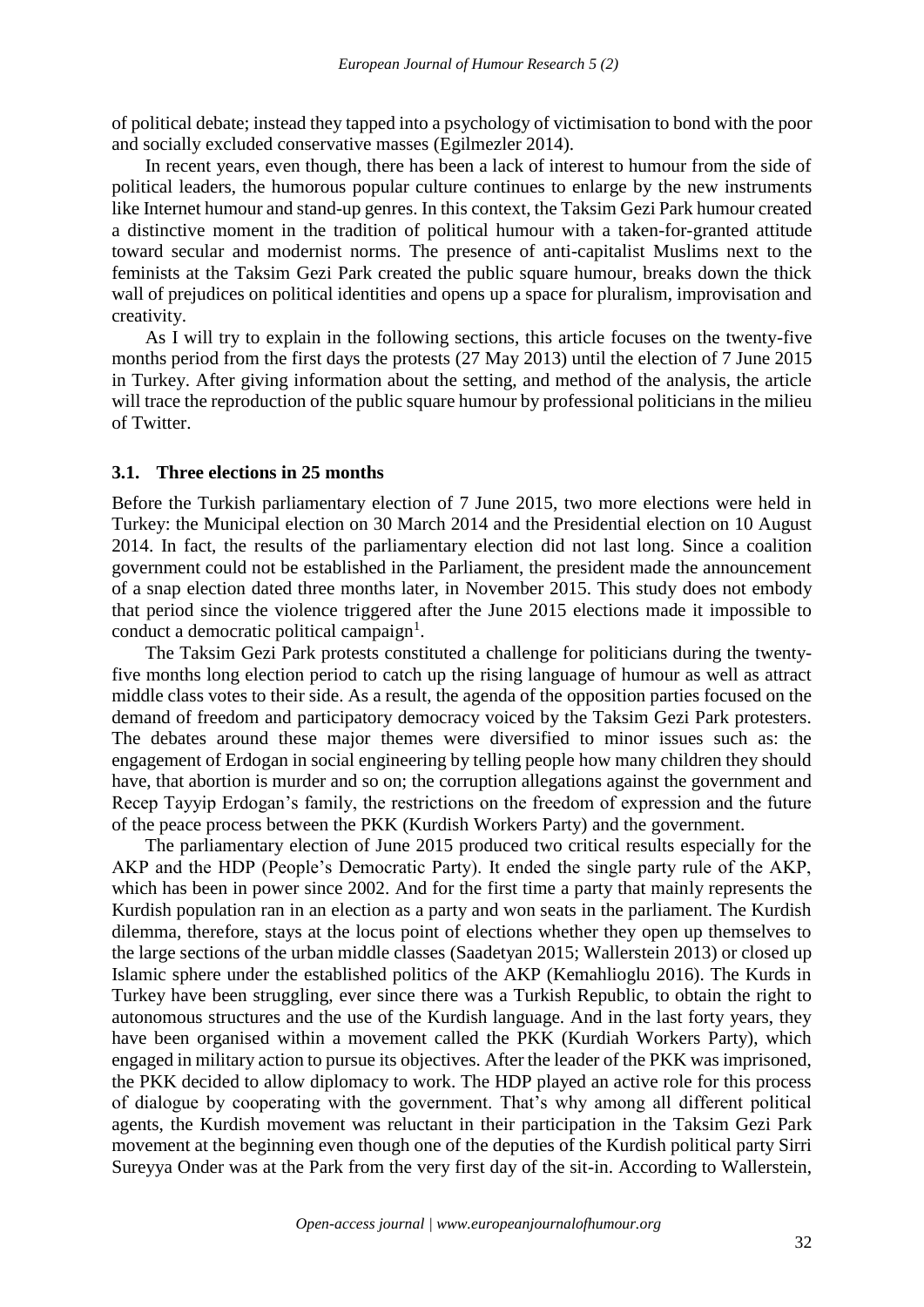of political debate; instead they tapped into a psychology of victimisation to bond with the poor and socially excluded conservative masses (Egilmezler 2014).

In recent years, even though, there has been a lack of interest to humour from the side of political leaders, the humorous popular culture continues to enlarge by the new instruments like Internet humour and stand-up genres. In this context, the Taksim Gezi Park humour created a distinctive moment in the tradition of political humour with a taken-for-granted attitude toward secular and modernist norms. The presence of anti-capitalist Muslims next to the feminists at the Taksim Gezi Park created the public square humour, breaks down the thick wall of prejudices on political identities and opens up a space for pluralism, improvisation and creativity.

As I will try to explain in the following sections, this article focuses on the twenty-five months period from the first days the protests (27 May 2013) until the election of 7 June 2015 in Turkey. After giving information about the setting, and method of the analysis, the article will trace the reproduction of the public square humour by professional politicians in the milieu of Twitter.

### 3.1. Three elections in 25 months

Before the Turkish parliamentary election of 7 June 2015, two more elections were held in Turkey: the Municipal election on 30 March 2014 and the Presidential election on 10 August 2014. In fact, the results of the parliamentary election did not last long. Since a coalition government could not be established in the Parliament, the president made the announcement of a snap election dated three months later, in November 2015. This study does not embody that period since the violence triggered after the June 2015 elections made it impossible to conduct a democratic political campaign[1].

The Taksim Gezi Park protests constituted a challenge for politicians during the twenty-five months long election period to catch up the rising language of humour as well as attract middle class votes to their side. As a result, the agenda of the opposition parties focused on the demand of freedom and participatory democracy voiced by the Taksim Gezi Park protesters. The debates around these major themes were diversified to minor issues such as: the engagement of Erdogan in social engineering by telling people how many children they should have, that abortion is murder and so on; the corruption allegations against the government and Recep Tayyip Erdogan's family, the restrictions on the freedom of expression and the future of the peace process between the PKK (Kurdish Workers Party) and the government.

The parliamentary election of June 2015 produced two critical results especially for the AKP and the HDP (People's Democratic Party). It ended the single party rule of the AKP, which has been in power since 2002. And for the first time a party that mainly represents the Kurdish population ran in an election as a party and won seats in the parliament. The Kurdish dilemma, therefore, stays at the locus point of elections whether they open up themselves to the large sections of the urban middle classes (Saadetyan 2015; Wallerstein 2013) or closed up Islamic sphere under the established politics of the AKP (Kemahlioglu 2016). The Kurds in Turkey have been struggling, ever since there was a Turkish Republic, to obtain the right to autonomous structures and the use of the Kurdish language. And in the last forty years, they have been organised within a movement called the PKK (Kurdiah Workers Party), which engaged in military action to pursue its objectives. After the leader of the PKK was imprisoned, the PKK decided to allow diplomacy to work. The HDP played an active role for this process of dialogue by cooperating with the government. That's why among all different political agents, the Kurdish movement was reluctant in their participation in the Taksim Gezi Park movement at the beginning even though one of the deputies of the Kurdish political party Sirri Sureyya Onder was at the Park from the very first day of the sit-in. According to Wallerstein,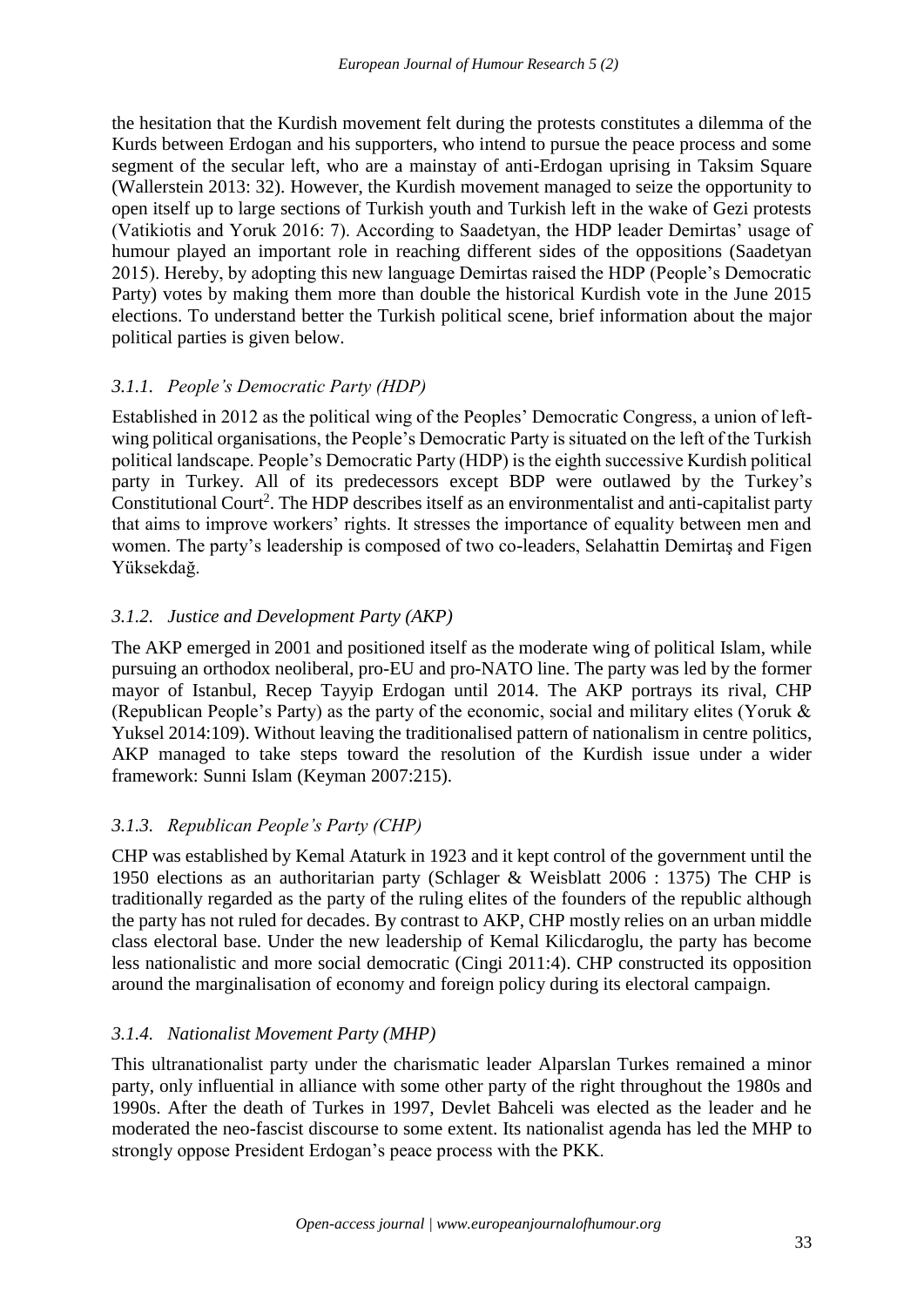the hesitation that the Kurdish movement felt during the protests constitutes a dilemma of the Kurds between Erdogan and his supporters, who intend to pursue the peace process and some segment of the secular left, who are a mainstay of anti-Erdogan uprising in Taksim Square (Wallerstein 2013: 32). However, the Kurdish movement managed to seize the opportunity to open itself up to large sections of Turkish youth and Turkish left in the wake of Gezi protests (Vatikiotis and Yoruk 2016: 7). According to Saadetyan, the HDP leader Demirtas' usage of humour played an important role in reaching different sides of the oppositions (Saadetyan 2015). Hereby, by adopting this new language Demirtas raised the HDP (People's Democratic Party) votes by making them more than double the historical Kurdish vote in the June 2015 elections. To understand better the Turkish political scene, brief information about the major political parties is given below.

### *3.1.1. People's Democratic Party (HDP)*

Established in 2012 as the political wing of the Peoples' Democratic Congress, a union of left-wing political organisations, the People's Democratic Party is situated on the left of the Turkish political landscape. People's Democratic Party (HDP) is the eighth successive Kurdish political party in Turkey. All of its predecessors except BDP were outlawed by the Turkey's Constitutional Court[2]. The HDP describes itself as an environmentalist and anti-capitalist party that aims to improve workers' rights. It stresses the importance of equality between men and women. The party's leadership is composed of two co-leaders, Selahattin Demirtaş and Figen Yüksekdağ.

### *3.1.2. Justice and Development Party (AKP)*

The AKP emerged in 2001 and positioned itself as the moderate wing of political Islam, while pursuing an orthodox neoliberal, pro-EU and pro-NATO line. The party was led by the former mayor of Istanbul, Recep Tayyip Erdogan until 2014. The AKP portrays its rival, CHP (Republican People's Party) as the party of the economic, social and military elites (Yoruk & Yuksel 2014:109). Without leaving the traditionalised pattern of nationalism in centre politics, AKP managed to take steps toward the resolution of the Kurdish issue under a wider framework: Sunni Islam (Keyman 2007:215).

### *3.1.3. Republican People's Party (CHP)*

CHP was established by Kemal Ataturk in 1923 and it kept control of the government until the 1950 elections as an authoritarian party (Schlager & Weisblatt 2006 : 1375) The CHP is traditionally regarded as the party of the ruling elites of the founders of the republic although the party has not ruled for decades. By contrast to AKP, CHP mostly relies on an urban middle class electoral base. Under the new leadership of Kemal Kilicdaroglu, the party has become less nationalistic and more social democratic (Cingi 2011:4). CHP constructed its opposition around the marginalisation of economy and foreign policy during its electoral campaign.

### *3.1.4. Nationalist Movement Party (MHP)*

This ultranationalist party under the charismatic leader Alparslan Turkes remained a minor party, only influential in alliance with some other party of the right throughout the 1980s and 1990s. After the death of Turkes in 1997, Devlet Bahceli was elected as the leader and he moderated the neo-fascist discourse to some extent. Its nationalist agenda has led the MHP to strongly oppose President Erdogan's peace process with the PKK.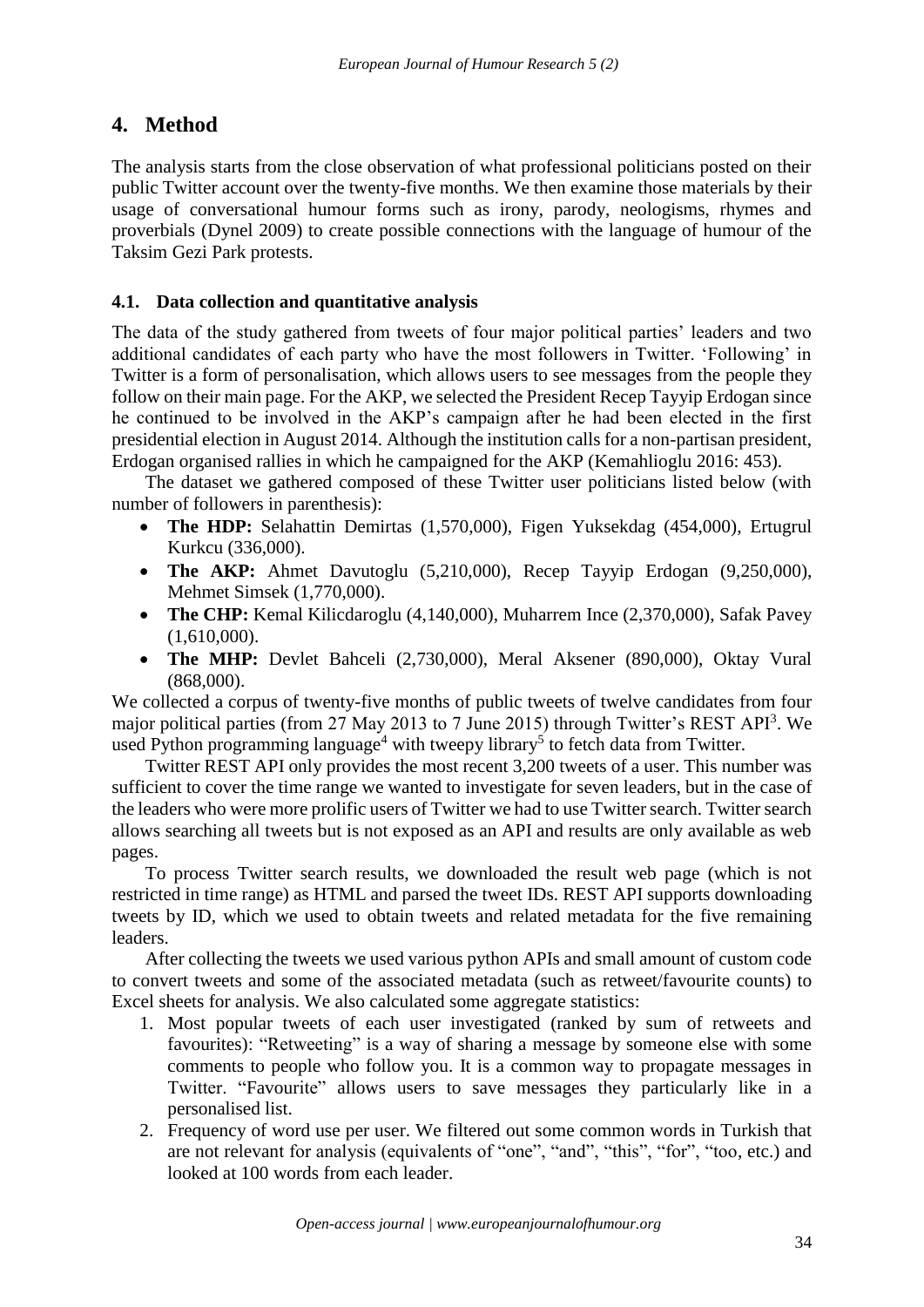## 4. Method

The analysis starts from the close observation of what professional politicians posted on their public Twitter account over the twenty-five months. We then examine those materials by their usage of conversational humour forms such as irony, parody, neologisms, rhymes and proverbials (Dynel 2009) to create possible connections with the language of humour of the Taksim Gezi Park protests.

### 4.1. Data collection and quantitative analysis

The data of the study gathered from tweets of four major political parties' leaders and two additional candidates of each party who have the most followers in Twitter. 'Following' in Twitter is a form of personalisation, which allows users to see messages from the people they follow on their main page. For the AKP, we selected the President Recep Tayyip Erdogan since he continued to be involved in the AKP's campaign after he had been elected in the first presidential election in August 2014. Although the institution calls for a non-partisan president, Erdogan organised rallies in which he campaigned for the AKP (Kemahlioglu 2016: 453).

The dataset we gathered composed of these Twitter user politicians listed below (with number of followers in parenthesis):

- **The HDP:** Selahattin Demirtas (1,570,000), Figen Yuksekdag (454,000), Ertugrul Kurkcu (336,000).
- **The AKP:** Ahmet Davutoglu (5,210,000), Recep Tayyip Erdogan (9,250,000), Mehmet Simsek (1,770,000).
- **The CHP:** Kemal Kilicdaroglu (4,140,000), Muharrem Ince (2,370,000), Safak Pavey (1,610,000).
- **The MHP:** Devlet Bahceli (2,730,000), Meral Aksener (890,000), Oktay Vural (868,000).

We collected a corpus of twenty-five months of public tweets of twelve candidates from four major political parties (from 27 May 2013 to 7 June 2015) through Twitter's REST API[3]. We used Python programming language[4] with tweepy library[5] to fetch data from Twitter.

Twitter REST API only provides the most recent 3,200 tweets of a user. This number was sufficient to cover the time range we wanted to investigate for seven leaders, but in the case of the leaders who were more prolific users of Twitter we had to use Twitter search. Twitter search allows searching all tweets but is not exposed as an API and results are only available as web pages.

To process Twitter search results, we downloaded the result web page (which is not restricted in time range) as HTML and parsed the tweet IDs. REST API supports downloading tweets by ID, which we used to obtain tweets and related metadata for the five remaining leaders.

After collecting the tweets we used various python APIs and small amount of custom code to convert tweets and some of the associated metadata (such as retweet/favourite counts) to Excel sheets for analysis. We also calculated some aggregate statistics:

1. Most popular tweets of each user investigated (ranked by sum of retweets and favourites): "Retweeting" is a way of sharing a message by someone else with some comments to people who follow you. It is a common way to propagate messages in Twitter. "Favourite" allows users to save messages they particularly like in a personalised list.
2. Frequency of word use per user. We filtered out some common words in Turkish that are not relevant for analysis (equivalents of "one", "and", "this", "for", "too, etc.) and looked at 100 words from each leader.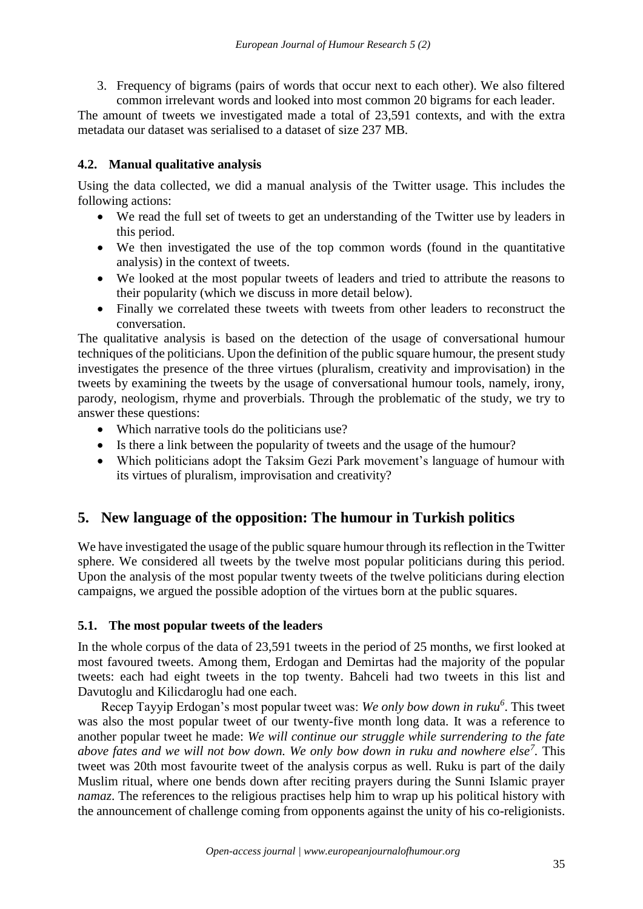3. Frequency of bigrams (pairs of words that occur next to each other). We also filtered common irrelevant words and looked into most common 20 bigrams for each leader.

The amount of tweets we investigated made a total of 23,591 contexts, and with the extra metadata our dataset was serialised to a dataset of size 237 MB.

### 4.2. Manual qualitative analysis

Using the data collected, we did a manual analysis of the Twitter usage. This includes the following actions:

- We read the full set of tweets to get an understanding of the Twitter use by leaders in this period.
- We then investigated the use of the top common words (found in the quantitative analysis) in the context of tweets.
- We looked at the most popular tweets of leaders and tried to attribute the reasons to their popularity (which we discuss in more detail below).
- Finally we correlated these tweets with tweets from other leaders to reconstruct the conversation.

The qualitative analysis is based on the detection of the usage of conversational humour techniques of the politicians. Upon the definition of the public square humour, the present study investigates the presence of the three virtues (pluralism, creativity and improvisation) in the tweets by examining the tweets by the usage of conversational humour tools, namely, irony, parody, neologism, rhyme and proverbials. Through the problematic of the study, we try to answer these questions:

- Which narrative tools do the politicians use?
- Is there a link between the popularity of tweets and the usage of the humour?
- Which politicians adopt the Taksim Gezi Park movement's language of humour with its virtues of pluralism, improvisation and creativity?

## 5. New language of the opposition: The humour in Turkish politics

We have investigated the usage of the public square humour through its reflection in the Twitter sphere. We considered all tweets by the twelve most popular politicians during this period. Upon the analysis of the most popular twenty tweets of the twelve politicians during election campaigns, we argued the possible adoption of the virtues born at the public squares.

### 5.1. The most popular tweets of the leaders

In the whole corpus of the data of 23,591 tweets in the period of 25 months, we first looked at most favoured tweets. Among them, Erdogan and Demirtas had the majority of the popular tweets: each had eight tweets in the top twenty. Bahceli had two tweets in this list and Davutoglu and Kilicdaroglu had one each.

Recep Tayyip Erdogan's most popular tweet was: *We only bow down in ruku*[6]. This tweet was also the most popular tweet of our twenty-five month long data. It was a reference to another popular tweet he made: *We will continue our struggle while surrendering to the fate above fates and we will not bow down. We only bow down in ruku and nowhere else*[7]. This tweet was 20th most favourite tweet of the analysis corpus as well. Ruku is part of the daily Muslim ritual, where one bends down after reciting prayers during the Sunni Islamic prayer *namaz*. The references to the religious practises help him to wrap up his political history with the announcement of challenge coming from opponents against the unity of his co-religionists.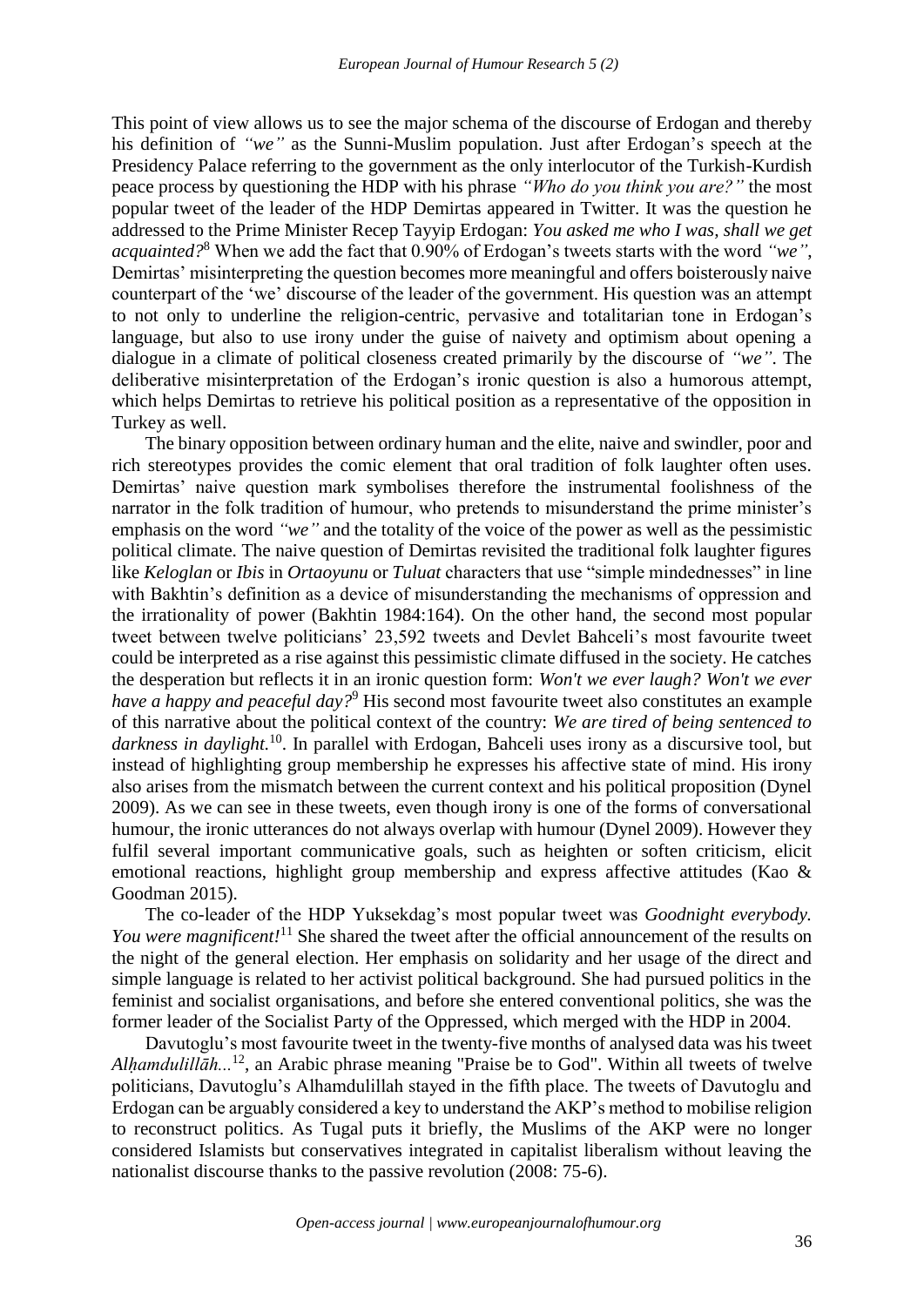This point of view allows us to see the major schema of the discourse of Erdogan and thereby his definition of *"we"* as the Sunni-Muslim population. Just after Erdogan's speech at the Presidency Palace referring to the government as the only interlocutor of the Turkish-Kurdish peace process by questioning the HDP with his phrase *"Who do you think you are?"* the most popular tweet of the leader of the HDP Demirtas appeared in Twitter. It was the question he addressed to the Prime Minister Recep Tayyip Erdogan: *You asked me who I was, shall we get acquainted?*[8] When we add the fact that 0.90% of Erdogan's tweets starts with the word *"we"*, Demirtas' misinterpreting the question becomes more meaningful and offers boisterously naive counterpart of the 'we' discourse of the leader of the government. His question was an attempt to not only to underline the religion-centric, pervasive and totalitarian tone in Erdogan's language, but also to use irony under the guise of naivety and optimism about opening a dialogue in a climate of political closeness created primarily by the discourse of *"we"*. The deliberative misinterpretation of the Erdogan's ironic question is also a humorous attempt, which helps Demirtas to retrieve his political position as a representative of the opposition in Turkey as well.

The binary opposition between ordinary human and the elite, naive and swindler, poor and rich stereotypes provides the comic element that oral tradition of folk laughter often uses. Demirtas' naive question mark symbolises therefore the instrumental foolishness of the narrator in the folk tradition of humour, who pretends to misunderstand the prime minister's emphasis on the word *"we"* and the totality of the voice of the power as well as the pessimistic political climate. The naive question of Demirtas revisited the traditional folk laughter figures like *Keloglan* or *Ibis* in *Ortaoyunu* or *Tuluat* characters that use "simple mindednesses" in line with Bakhtin's definition as a device of misunderstanding the mechanisms of oppression and the irrationality of power (Bakhtin 1984:164). On the other hand, the second most popular tweet between twelve politicians' 23,592 tweets and Devlet Bahceli's most favourite tweet could be interpreted as a rise against this pessimistic climate diffused in the society. He catches the desperation but reflects it in an ironic question form: *Won't we ever laugh? Won't we ever have a happy and peaceful day?*[9] His second most favourite tweet also constitutes an example of this narrative about the political context of the country: *We are tired of being sentenced to darkness in daylight.*[10]. In parallel with Erdogan, Bahceli uses irony as a discursive tool, but instead of highlighting group membership he expresses his affective state of mind. His irony also arises from the mismatch between the current context and his political proposition (Dynel 2009). As we can see in these tweets, even though irony is one of the forms of conversational humour, the ironic utterances do not always overlap with humour (Dynel 2009). However they fulfil several important communicative goals, such as heighten or soften criticism, elicit emotional reactions, highlight group membership and express affective attitudes (Kao & Goodman 2015).

The co-leader of the HDP Yuksekdag's most popular tweet was *Goodnight everybody. You were magnificent!*[11] She shared the tweet after the official announcement of the results on the night of the general election. Her emphasis on solidarity and her usage of the direct and simple language is related to her activist political background. She had pursued politics in the feminist and socialist organisations, and before she entered conventional politics, she was the former leader of the Socialist Party of the Oppressed, which merged with the HDP in 2004.

Davutoglu's most favourite tweet in the twenty-five months of analysed data was his tweet *Alḥamdulillāh...*[12], an Arabic phrase meaning "Praise be to God". Within all tweets of twelve politicians, Davutoglu's Alhamdulillah stayed in the fifth place. The tweets of Davutoglu and Erdogan can be arguably considered a key to understand the AKP's method to mobilise religion to reconstruct politics. As Tugal puts it briefly, the Muslims of the AKP were no longer considered Islamists but conservatives integrated in capitalist liberalism without leaving the nationalist discourse thanks to the passive revolution (2008: 75-6).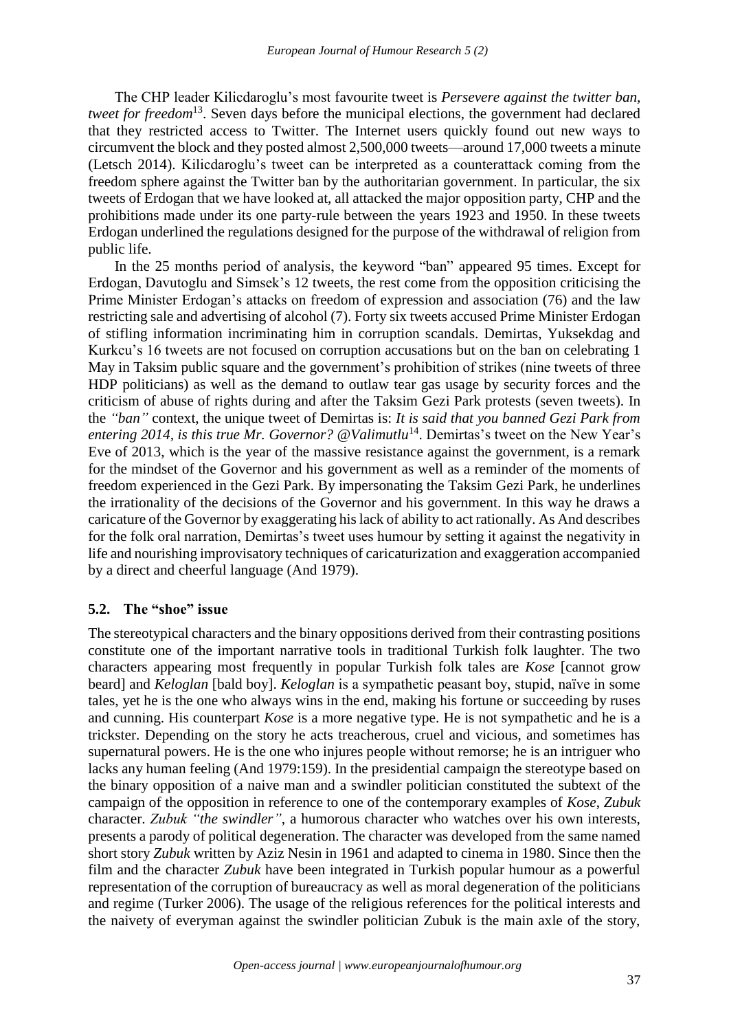The CHP leader Kilicdaroglu's most favourite tweet is *Persevere against the twitter ban, tweet for freedom*[13]. Seven days before the municipal elections, the government had declared that they restricted access to Twitter. The Internet users quickly found out new ways to circumvent the block and they posted almost 2,500,000 tweets—around 17,000 tweets a minute (Letsch 2014). Kilicdaroglu's tweet can be interpreted as a counterattack coming from the freedom sphere against the Twitter ban by the authoritarian government. In particular, the six tweets of Erdogan that we have looked at, all attacked the major opposition party, CHP and the prohibitions made under its one party-rule between the years 1923 and 1950. In these tweets Erdogan underlined the regulations designed for the purpose of the withdrawal of religion from public life.

In the 25 months period of analysis, the keyword "ban" appeared 95 times. Except for Erdogan, Davutoglu and Simsek's 12 tweets, the rest come from the opposition criticising the Prime Minister Erdogan's attacks on freedom of expression and association (76) and the law restricting sale and advertising of alcohol (7). Forty six tweets accused Prime Minister Erdogan of stifling information incriminating him in corruption scandals. Demirtas, Yuksekdag and Kurkcu's 16 tweets are not focused on corruption accusations but on the ban on celebrating 1 May in Taksim public square and the government's prohibition of strikes (nine tweets of three HDP politicians) as well as the demand to outlaw tear gas usage by security forces and the criticism of abuse of rights during and after the Taksim Gezi Park protests (seven tweets). In the *"ban"* context, the unique tweet of Demirtas is: *It is said that you banned Gezi Park from entering 2014, is this true Mr. Governor? @Valimutlu*[14]. Demirtas's tweet on the New Year's Eve of 2013, which is the year of the massive resistance against the government, is a remark for the mindset of the Governor and his government as well as a reminder of the moments of freedom experienced in the Gezi Park. By impersonating the Taksim Gezi Park, he underlines the irrationality of the decisions of the Governor and his government. In this way he draws a caricature of the Governor by exaggerating his lack of ability to act rationally. As And describes for the folk oral narration, Demirtas's tweet uses humour by setting it against the negativity in life and nourishing improvisatory techniques of caricaturization and exaggeration accompanied by a direct and cheerful language (And 1979).

### 5.2. The "shoe" issue

The stereotypical characters and the binary oppositions derived from their contrasting positions constitute one of the important narrative tools in traditional Turkish folk laughter. The two characters appearing most frequently in popular Turkish folk tales are *Kose* [cannot grow beard] and *Keloglan* [bald boy]. *Keloglan* is a sympathetic peasant boy, stupid, naïve in some tales, yet he is the one who always wins in the end, making his fortune or succeeding by ruses and cunning. His counterpart *Kose* is a more negative type. He is not sympathetic and he is a trickster. Depending on the story he acts treacherous, cruel and vicious, and sometimes has supernatural powers. He is the one who injures people without remorse; he is an intriguer who lacks any human feeling (And 1979:159). In the presidential campaign the stereotype based on the binary opposition of a naive man and a swindler politician constituted the subtext of the campaign of the opposition in reference to one of the contemporary examples of *Kose*, *Zubuk* character. *Zubuk "the swindler"*, a humorous character who watches over his own interests, presents a parody of political degeneration. The character was developed from the same named short story *Zubuk* written by Aziz Nesin in 1961 and adapted to cinema in 1980. Since then the film and the character *Zubuk* have been integrated in Turkish popular humour as a powerful representation of the corruption of bureaucracy as well as moral degeneration of the politicians and regime (Turker 2006). The usage of the religious references for the political interests and the naivety of everyman against the swindler politician Zubuk is the main axle of the story,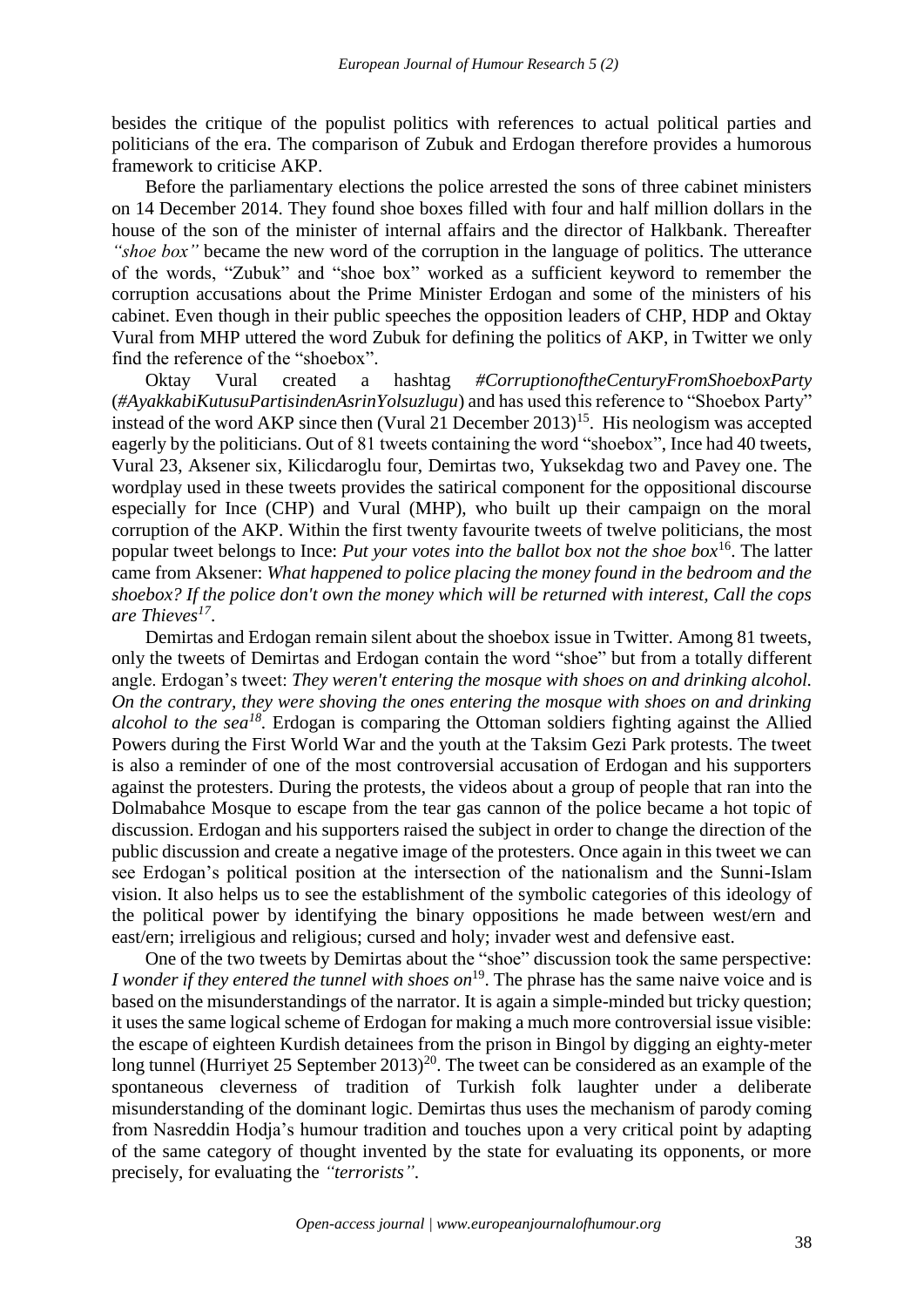besides the critique of the populist politics with references to actual political parties and politicians of the era. The comparison of Zubuk and Erdogan therefore provides a humorous framework to criticise AKP.

Before the parliamentary elections the police arrested the sons of three cabinet ministers on 14 December 2014. They found shoe boxes filled with four and half million dollars in the house of the son of the minister of internal affairs and the director of Halkbank. Thereafter *"shoe box"* became the new word of the corruption in the language of politics. The utterance of the words, "Zubuk" and "shoe box" worked as a sufficient keyword to remember the corruption accusations about the Prime Minister Erdogan and some of the ministers of his cabinet. Even though in their public speeches the opposition leaders of CHP, HDP and Oktay Vural from MHP uttered the word Zubuk for defining the politics of AKP, in Twitter we only find the reference of the "shoebox".

Oktay Vural created a hashtag *#CorruptionoftheCenturyFromShoeboxParty* (*#AyakkabiKutusuPartisindenAsrinYolsuzlugu*) and has used this reference to "Shoebox Party" instead of the word AKP since then (Vural 21 December 2013)[15]. His neologism was accepted eagerly by the politicians. Out of 81 tweets containing the word "shoebox", Ince had 40 tweets, Vural 23, Aksener six, Kilicdaroglu four, Demirtas two, Yuksekdag two and Pavey one. The wordplay used in these tweets provides the satirical component for the oppositional discourse especially for Ince (CHP) and Vural (MHP), who built up their campaign on the moral corruption of the AKP. Within the first twenty favourite tweets of twelve politicians, the most popular tweet belongs to Ince: *Put your votes into the ballot box not the shoe box*[16]. The latter came from Aksener: *What happened to police placing the money found in the bedroom and the shoebox? If the police don't own the money which will be returned with interest, Call the cops are Thieves*[17].

Demirtas and Erdogan remain silent about the shoebox issue in Twitter. Among 81 tweets, only the tweets of Demirtas and Erdogan contain the word "shoe" but from a totally different angle. Erdogan's tweet: *They weren't entering the mosque with shoes on and drinking alcohol. On the contrary, they were shoving the ones entering the mosque with shoes on and drinking alcohol to the sea*[18]. Erdogan is comparing the Ottoman soldiers fighting against the Allied Powers during the First World War and the youth at the Taksim Gezi Park protests. The tweet is also a reminder of one of the most controversial accusation of Erdogan and his supporters against the protesters. During the protests, the videos about a group of people that ran into the Dolmabahce Mosque to escape from the tear gas cannon of the police became a hot topic of discussion. Erdogan and his supporters raised the subject in order to change the direction of the public discussion and create a negative image of the protesters. Once again in this tweet we can see Erdogan's political position at the intersection of the nationalism and the Sunni-Islam vision. It also helps us to see the establishment of the symbolic categories of this ideology of the political power by identifying the binary oppositions he made between west/ern and east/ern; irreligious and religious; cursed and holy; invader west and defensive east.

One of the two tweets by Demirtas about the "shoe" discussion took the same perspective: *I wonder if they entered the tunnel with shoes on*[19]. The phrase has the same naive voice and is based on the misunderstandings of the narrator. It is again a simple-minded but tricky question; it uses the same logical scheme of Erdogan for making a much more controversial issue visible: the escape of eighteen Kurdish detainees from the prison in Bingol by digging an eighty-meter long tunnel (Hurriyet 25 September 2013)[20]. The tweet can be considered as an example of the spontaneous cleverness of tradition of Turkish folk laughter under a deliberate misunderstanding of the dominant logic. Demirtas thus uses the mechanism of parody coming from Nasreddin Hodja's humour tradition and touches upon a very critical point by adapting of the same category of thought invented by the state for evaluating its opponents, or more precisely, for evaluating the *"terrorists"*.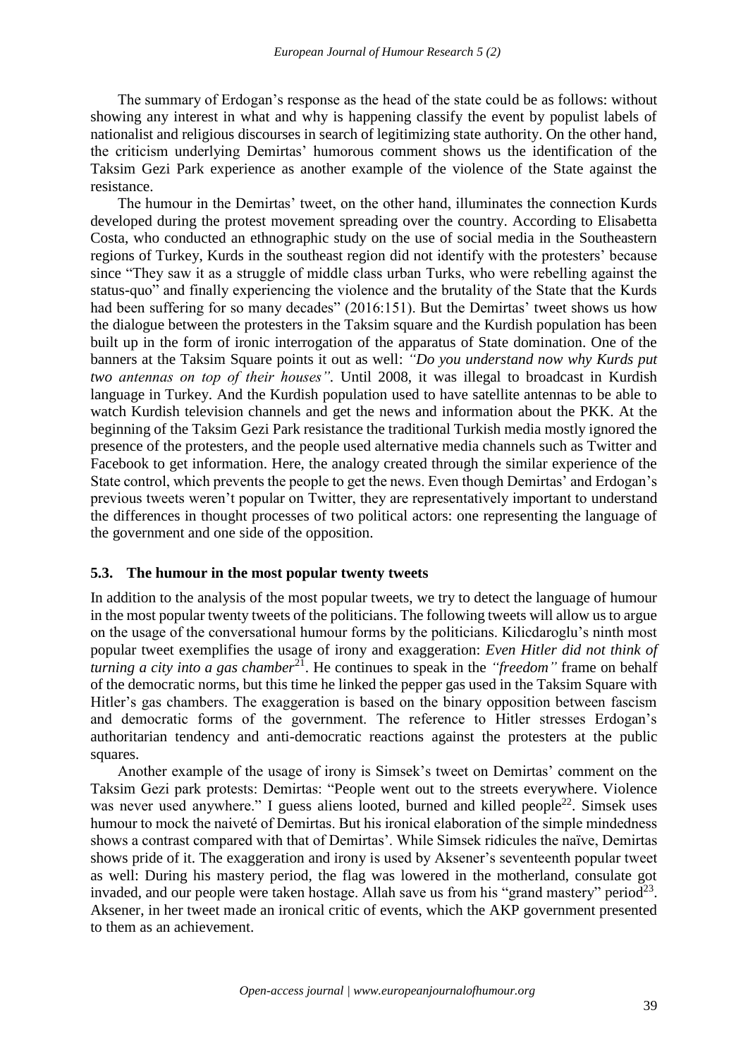The summary of Erdogan's response as the head of the state could be as follows: without showing any interest in what and why is happening classify the event by populist labels of nationalist and religious discourses in search of legitimizing state authority. On the other hand, the criticism underlying Demirtas' humorous comment shows us the identification of the Taksim Gezi Park experience as another example of the violence of the State against the resistance.

The humour in the Demirtas' tweet, on the other hand, illuminates the connection Kurds developed during the protest movement spreading over the country. According to Elisabetta Costa, who conducted an ethnographic study on the use of social media in the Southeastern regions of Turkey, Kurds in the southeast region did not identify with the protesters' because since "They saw it as a struggle of middle class urban Turks, who were rebelling against the status-quo" and finally experiencing the violence and the brutality of the State that the Kurds had been suffering for so many decades" (2016:151). But the Demirtas' tweet shows us how the dialogue between the protesters in the Taksim square and the Kurdish population has been built up in the form of ironic interrogation of the apparatus of State domination. One of the banners at the Taksim Square points it out as well: *"Do you understand now why Kurds put two antennas on top of their houses"*. Until 2008, it was illegal to broadcast in Kurdish language in Turkey. And the Kurdish population used to have satellite antennas to be able to watch Kurdish television channels and get the news and information about the PKK. At the beginning of the Taksim Gezi Park resistance the traditional Turkish media mostly ignored the presence of the protesters, and the people used alternative media channels such as Twitter and Facebook to get information. Here, the analogy created through the similar experience of the State control, which prevents the people to get the news. Even though Demirtas' and Erdogan's previous tweets weren't popular on Twitter, they are representatively important to understand the differences in thought processes of two political actors: one representing the language of the government and one side of the opposition.

### 5.3. The humour in the most popular twenty tweets

In addition to the analysis of the most popular tweets, we try to detect the language of humour in the most popular twenty tweets of the politicians. The following tweets will allow us to argue on the usage of the conversational humour forms by the politicians. Kilicdaroglu's ninth most popular tweet exemplifies the usage of irony and exaggeration: *Even Hitler did not think of turning a city into a gas chamber*[21]. He continues to speak in the *"freedom"* frame on behalf of the democratic norms, but this time he linked the pepper gas used in the Taksim Square with Hitler's gas chambers. The exaggeration is based on the binary opposition between fascism and democratic forms of the government. The reference to Hitler stresses Erdogan's authoritarian tendency and anti-democratic reactions against the protesters at the public squares.

Another example of the usage of irony is Simsek's tweet on Demirtas' comment on the Taksim Gezi park protests: Demirtas: "People went out to the streets everywhere. Violence was never used anywhere." I guess aliens looted, burned and killed people[22]. Simsek uses humour to mock the naiveté of Demirtas. But his ironical elaboration of the simple mindedness shows a contrast compared with that of Demirtas'. While Simsek ridicules the naïve, Demirtas shows pride of it. The exaggeration and irony is used by Aksener's seventeenth popular tweet as well: During his mastery period, the flag was lowered in the motherland, consulate got invaded, and our people were taken hostage. Allah save us from his "grand mastery" period[23]. Aksener, in her tweet made an ironical critic of events, which the AKP government presented to them as an achievement.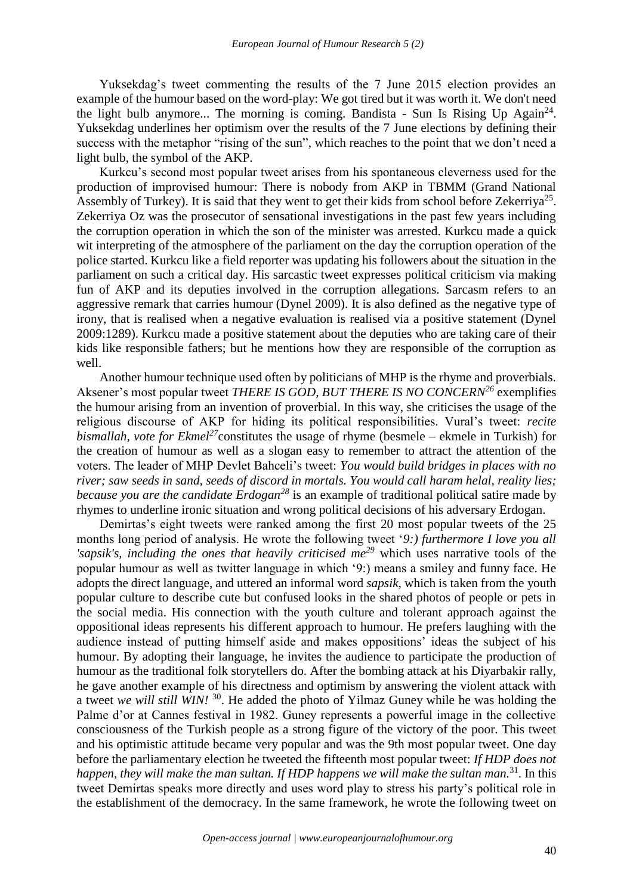Yuksekdag's tweet commenting the results of the 7 June 2015 election provides an example of the humour based on the word-play: We got tired but it was worth it. We don't need the light bulb anymore... The morning is coming. Bandista - Sun Is Rising Up Again[24]. Yuksekdag underlines her optimism over the results of the 7 June elections by defining their success with the metaphor "rising of the sun", which reaches to the point that we don't need a light bulb, the symbol of the AKP.

Kurkcu's second most popular tweet arises from his spontaneous cleverness used for the production of improvised humour: There is nobody from AKP in TBMM (Grand National Assembly of Turkey). It is said that they went to get their kids from school before Zekerriya[25]. Zekerriya Oz was the prosecutor of sensational investigations in the past few years including the corruption operation in which the son of the minister was arrested. Kurkcu made a quick wit interpreting of the atmosphere of the parliament on the day the corruption operation of the police started. Kurkcu like a field reporter was updating his followers about the situation in the parliament on such a critical day. His sarcastic tweet expresses political criticism via making fun of AKP and its deputies involved in the corruption allegations. Sarcasm refers to an aggressive remark that carries humour (Dynel 2009). It is also defined as the negative type of irony, that is realised when a negative evaluation is realised via a positive statement (Dynel 2009:1289). Kurkcu made a positive statement about the deputies who are taking care of their kids like responsible fathers; but he mentions how they are responsible of the corruption as well.

Another humour technique used often by politicians of MHP is the rhyme and proverbials. Aksener's most popular tweet *THERE IS GOD, BUT THERE IS NO CONCERN*[26] exemplifies the humour arising from an invention of proverbial. In this way, she criticises the usage of the religious discourse of AKP for hiding its political responsibilities. Vural's tweet: *recite bismallah, vote for Ekmel*[27] constitutes the usage of rhyme (besmele – ekmele in Turkish) for the creation of humour as well as a slogan easy to remember to attract the attention of the voters. The leader of MHP Devlet Bahceli's tweet: *You would build bridges in places with no river; saw seeds in sand, seeds of discord in mortals. You would call haram helal, reality lies; because you are the candidate Erdogan*[28] is an example of traditional political satire made by rhymes to underline ironic situation and wrong political decisions of his adversary Erdogan.

Demirtas's eight tweets were ranked among the first 20 most popular tweets of the 25 months long period of analysis. He wrote the following tweet '*9:) furthermore I love you all 'sapsik's, including the ones that heavily criticised me*[29] which uses narrative tools of the popular humour as well as twitter language in which '9:) means a smiley and funny face. He adopts the direct language, and uttered an informal word *sapsik*, which is taken from the youth popular culture to describe cute but confused looks in the shared photos of people or pets in the social media. His connection with the youth culture and tolerant approach against the oppositional ideas represents his different approach to humour. He prefers laughing with the audience instead of putting himself aside and makes oppositions' ideas the subject of his humour. By adopting their language, he invites the audience to participate the production of humour as the traditional folk storytellers do. After the bombing attack at his Diyarbakir rally, he gave another example of his directness and optimism by answering the violent attack with a tweet *we will still WIN!* [30]. He added the photo of Yilmaz Guney while he was holding the Palme d'or at Cannes festival in 1982. Guney represents a powerful image in the collective consciousness of the Turkish people as a strong figure of the victory of the poor. This tweet and his optimistic attitude became very popular and was the 9th most popular tweet. One day before the parliamentary election he tweeted the fifteenth most popular tweet: *If HDP does not happen, they will make the man sultan. If HDP happens we will make the sultan man.*[31]. In this tweet Demirtas speaks more directly and uses word play to stress his party's political role in the establishment of the democracy. In the same framework, he wrote the following tweet on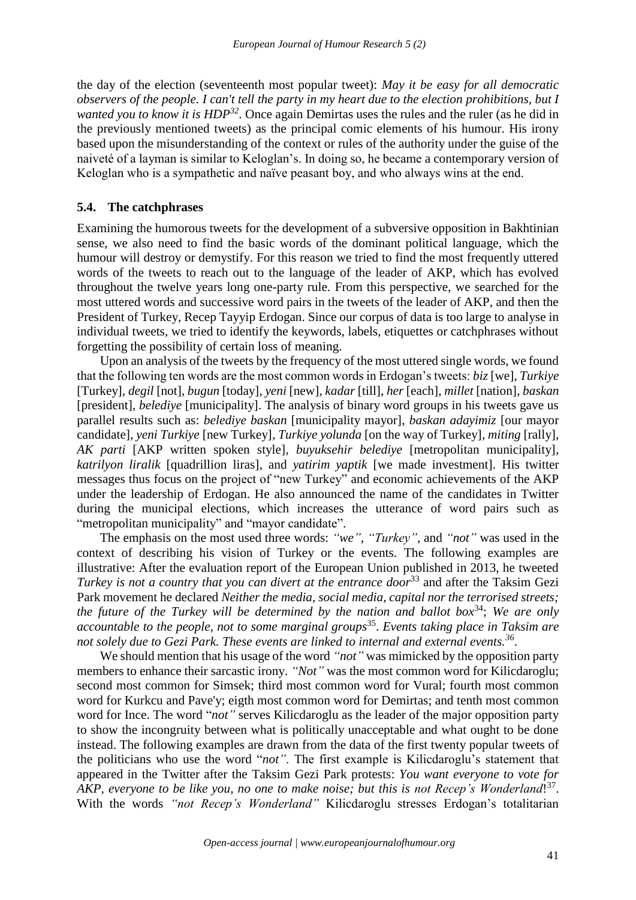the day of the election (seventeenth most popular tweet): *May it be easy for all democratic observers of the people. I can't tell the party in my heart due to the election prohibitions, but I wanted you to know it is HDP*[32]. Once again Demirtas uses the rules and the ruler (as he did in the previously mentioned tweets) as the principal comic elements of his humour. His irony based upon the misunderstanding of the context or rules of the authority under the guise of the naiveté of a layman is similar to Keloglan's. In doing so, he became a contemporary version of Keloglan who is a sympathetic and naïve peasant boy, and who always wins at the end.

### 5.4. The catchphrases

Examining the humorous tweets for the development of a subversive opposition in Bakhtinian sense, we also need to find the basic words of the dominant political language, which the humour will destroy or demystify. For this reason we tried to find the most frequently uttered words of the tweets to reach out to the language of the leader of AKP, which has evolved throughout the twelve years long one-party rule. From this perspective, we searched for the most uttered words and successive word pairs in the tweets of the leader of AKP, and then the President of Turkey, Recep Tayyip Erdogan. Since our corpus of data is too large to analyse in individual tweets, we tried to identify the keywords, labels, etiquettes or catchphrases without forgetting the possibility of certain loss of meaning.

Upon an analysis of the tweets by the frequency of the most uttered single words, we found that the following ten words are the most common words in Erdogan's tweets: *biz* [we], *Turkiye* [Turkey], *degil* [not], *bugun* [today], *yeni* [new], *kadar* [till], *her* [each], *millet* [nation], *baskan* [president], *belediye* [municipality]. The analysis of binary word groups in his tweets gave us parallel results such as: *belediye baskan* [municipality mayor], *baskan adayimiz* [our mayor candidate], *yeni Turkiye* [new Turkey], *Turkiye yolunda* [on the way of Turkey], *miting* [rally], *AK parti* [AKP written spoken style], *buyuksehir belediye* [metropolitan municipality], *katrilyon liralik* [quadrillion liras], and *yatirim yaptik* [we made investment]. His twitter messages thus focus on the project of "new Turkey" and economic achievements of the AKP under the leadership of Erdogan. He also announced the name of the candidates in Twitter during the municipal elections, which increases the utterance of word pairs such as "metropolitan municipality" and "mayor candidate".

The emphasis on the most used three words: *"we"*, *"Turkey"*, and *"not"* was used in the context of describing his vision of Turkey or the events. The following examples are illustrative: After the evaluation report of the European Union published in 2013, he tweeted *Turkey is not a country that you can divert at the entrance door*[33] and after the Taksim Gezi Park movement he declared *Neither the media, social media, capital nor the terrorised streets; the future of the Turkey will be determined by the nation and ballot box*[34]; *We are only accountable to the people, not to some marginal groups*[35]. *Events taking place in Taksim are not solely due to Gezi Park. These events are linked to internal and external events.*[36].

We should mention that his usage of the word *"not"* was mimicked by the opposition party members to enhance their sarcastic irony. *"Not"* was the most common word for Kilicdaroglu; second most common for Simsek; third most common word for Vural; fourth most common word for Kurkcu and Pave'y; eigth most common word for Demirtas; and tenth most common word for Ince. The word "*not"* serves Kilicdaroglu as the leader of the major opposition party to show the incongruity between what is politically unacceptable and what ought to be done instead. The following examples are drawn from the data of the first twenty popular tweets of the politicians who use the word "*not"*. The first example is Kilicdaroglu's statement that appeared in the Twitter after the Taksim Gezi Park protests: *You want everyone to vote for AKP, everyone to be like you, no one to make noise; but this is not Recep's Wonderland*![37]. With the words *"not Recep's Wonderland"* Kilicdaroglu stresses Erdogan's totalitarian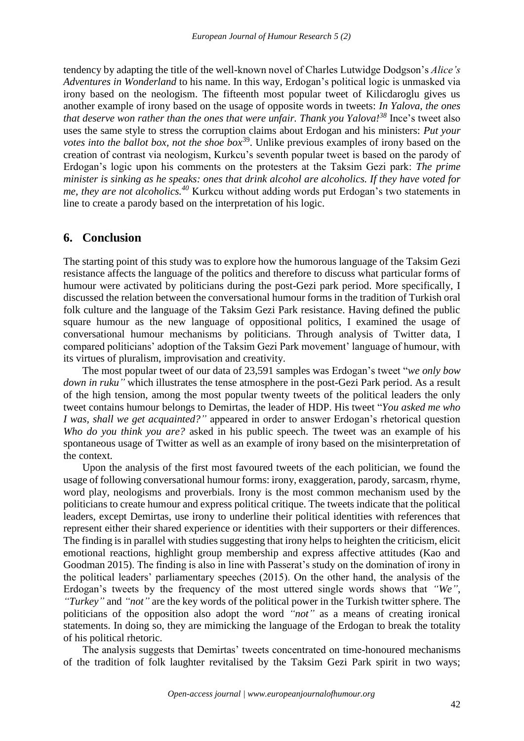tendency by adapting the title of the well-known novel of Charles Lutwidge Dodgson's *Alice's Adventures in Wonderland* to his name. In this way, Erdogan's political logic is unmasked via irony based on the neologism. The fifteenth most popular tweet of Kilicdaroglu gives us another example of irony based on the usage of opposite words in tweets: *In Yalova, the ones that deserve won rather than the ones that were unfair. Thank you Yalova!*[38] Ince's tweet also uses the same style to stress the corruption claims about Erdogan and his ministers: *Put your votes into the ballot box, not the shoe box*[39]. Unlike previous examples of irony based on the creation of contrast via neologism, Kurkcu's seventh popular tweet is based on the parody of Erdogan's logic upon his comments on the protesters at the Taksim Gezi park: *The prime minister is sinking as he speaks: ones that drink alcohol are alcoholics. If they have voted for me, they are not alcoholics.*[40] Kurkcu without adding words put Erdogan's two statements in line to create a parody based on the interpretation of his logic.

## 6. Conclusion

The starting point of this study was to explore how the humorous language of the Taksim Gezi resistance affects the language of the politics and therefore to discuss what particular forms of humour were activated by politicians during the post-Gezi park period. More specifically, I discussed the relation between the conversational humour forms in the tradition of Turkish oral folk culture and the language of the Taksim Gezi Park resistance. Having defined the public square humour as the new language of oppositional politics, I examined the usage of conversational humour mechanisms by politicians. Through analysis of Twitter data, I compared politicians' adoption of the Taksim Gezi Park movement' language of humour, with its virtues of pluralism, improvisation and creativity.

The most popular tweet of our data of 23,591 samples was Erdogan's tweet "*we only bow down in ruku"* which illustrates the tense atmosphere in the post-Gezi Park period. As a result of the high tension, among the most popular twenty tweets of the political leaders the only tweet contains humour belongs to Demirtas, the leader of HDP. His tweet "*You asked me who I was, shall we get acquainted?"* appeared in order to answer Erdogan's rhetorical question *Who do you think you are?* asked in his public speech. The tweet was an example of his spontaneous usage of Twitter as well as an example of irony based on the misinterpretation of the context.

Upon the analysis of the first most favoured tweets of the each politician, we found the usage of following conversational humour forms: irony, exaggeration, parody, sarcasm, rhyme, word play, neologisms and proverbials. Irony is the most common mechanism used by the politicians to create humour and express political critique. The tweets indicate that the political leaders, except Demirtas, use irony to underline their political identities with references that represent either their shared experience or identities with their supporters or their differences. The finding is in parallel with studies suggesting that irony helps to heighten the criticism, elicit emotional reactions, highlight group membership and express affective attitudes (Kao and Goodman 2015). The finding is also in line with Passerat's study on the domination of irony in the political leaders' parliamentary speeches (2015). On the other hand, the analysis of the Erdogan's tweets by the frequency of the most uttered single words shows that *"We"*, *"Turkey"* and *"not"* are the key words of the political power in the Turkish twitter sphere. The politicians of the opposition also adopt the word *"not"* as a means of creating ironical statements. In doing so, they are mimicking the language of the Erdogan to break the totality of his political rhetoric.

The analysis suggests that Demirtas' tweets concentrated on time-honoured mechanisms of the tradition of folk laughter revitalised by the Taksim Gezi Park spirit in two ways;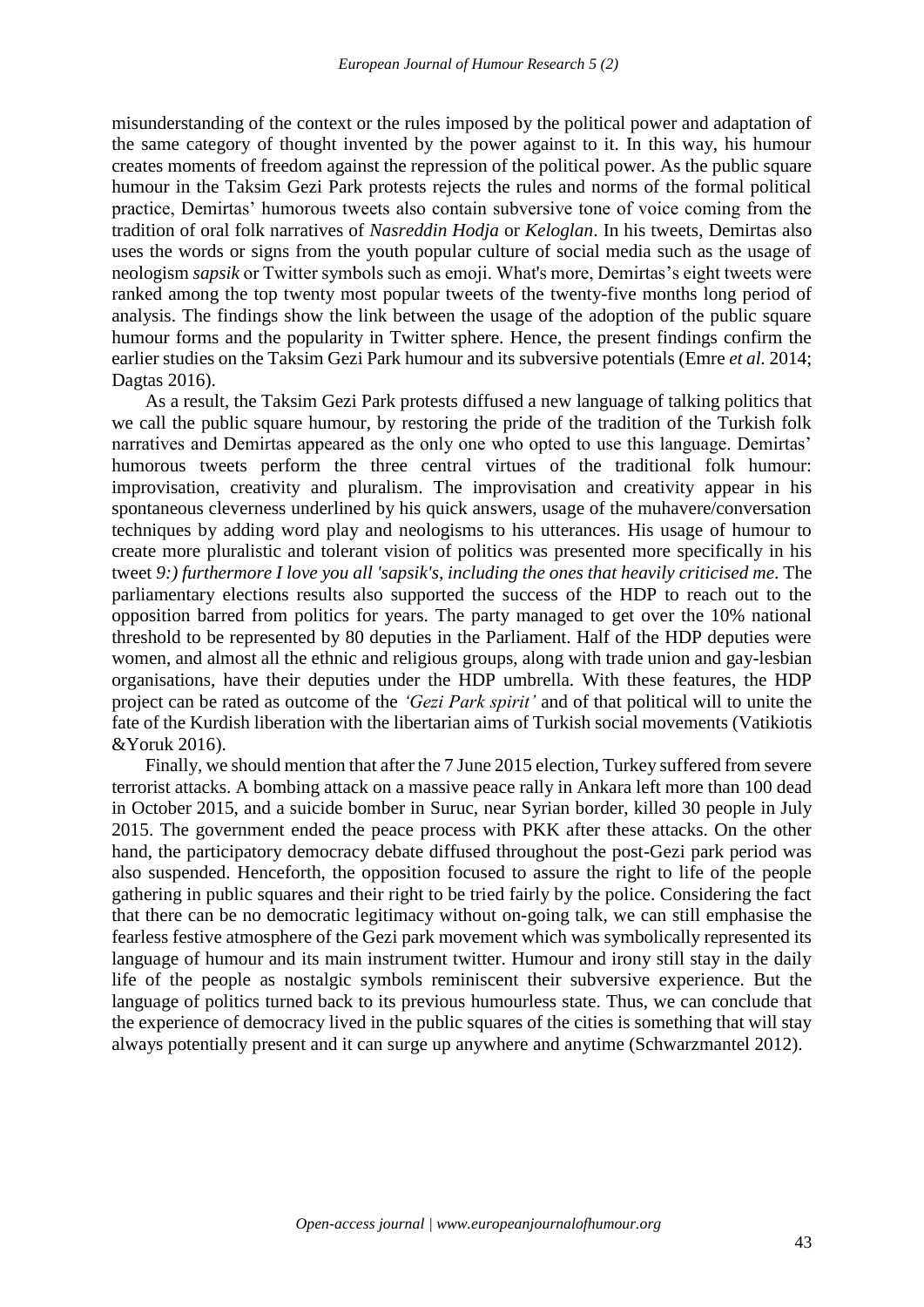misunderstanding of the context or the rules imposed by the political power and adaptation of the same category of thought invented by the power against to it. In this way, his humour creates moments of freedom against the repression of the political power. As the public square humour in the Taksim Gezi Park protests rejects the rules and norms of the formal political practice, Demirtas' humorous tweets also contain subversive tone of voice coming from the tradition of oral folk narratives of *Nasreddin Hodja* or *Keloglan*. In his tweets, Demirtas also uses the words or signs from the youth popular culture of social media such as the usage of neologism *sapsik* or Twitter symbols such as emoji. What's more, Demirtas's eight tweets were ranked among the top twenty most popular tweets of the twenty-five months long period of analysis. The findings show the link between the usage of the adoption of the public square humour forms and the popularity in Twitter sphere. Hence, the present findings confirm the earlier studies on the Taksim Gezi Park humour and its subversive potentials (Emre *et al.* 2014; Dagtas 2016).

As a result, the Taksim Gezi Park protests diffused a new language of talking politics that we call the public square humour, by restoring the pride of the tradition of the Turkish folk narratives and Demirtas appeared as the only one who opted to use this language. Demirtas' humorous tweets perform the three central virtues of the traditional folk humour: improvisation, creativity and pluralism. The improvisation and creativity appear in his spontaneous cleverness underlined by his quick answers, usage of the muhavere/conversation techniques by adding word play and neologisms to his utterances. His usage of humour to create more pluralistic and tolerant vision of politics was presented more specifically in his tweet *9:) furthermore I love you all 'sapsik's, including the ones that heavily criticised me*. The parliamentary elections results also supported the success of the HDP to reach out to the opposition barred from politics for years. The party managed to get over the 10% national threshold to be represented by 80 deputies in the Parliament. Half of the HDP deputies were women, and almost all the ethnic and religious groups, along with trade union and gay-lesbian organisations, have their deputies under the HDP umbrella. With these features, the HDP project can be rated as outcome of the *'Gezi Park spirit'* and of that political will to unite the fate of the Kurdish liberation with the libertarian aims of Turkish social movements (Vatikiotis &Yoruk 2016).

Finally, we should mention that after the 7 June 2015 election, Turkey suffered from severe terrorist attacks. A bombing attack on a massive peace rally in Ankara left more than 100 dead in October 2015, and a suicide bomber in Suruc, near Syrian border, killed 30 people in July 2015. The government ended the peace process with PKK after these attacks. On the other hand, the participatory democracy debate diffused throughout the post-Gezi park period was also suspended. Henceforth, the opposition focused to assure the right to life of the people gathering in public squares and their right to be tried fairly by the police. Considering the fact that there can be no democratic legitimacy without on-going talk, we can still emphasise the fearless festive atmosphere of the Gezi park movement which was symbolically represented its language of humour and its main instrument twitter. Humour and irony still stay in the daily life of the people as nostalgic symbols reminiscent their subversive experience. But the language of politics turned back to its previous humourless state. Thus, we can conclude that the experience of democracy lived in the public squares of the cities is something that will stay always potentially present and it can surge up anywhere and anytime (Schwarzmantel 2012).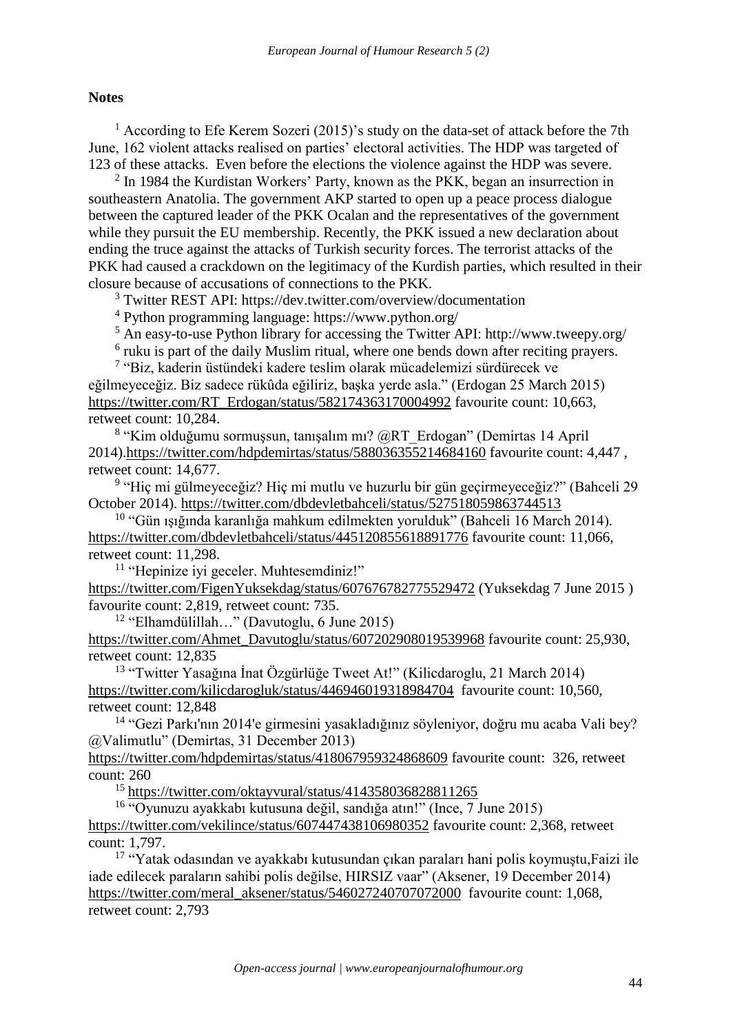**Notes**

[1] According to Efe Kerem Sozeri (2015)'s study on the data-set of attack before the 7th June, 162 violent attacks realised on parties' electoral activities. The HDP was targeted of 123 of these attacks. Even before the elections the violence against the HDP was severe.

[2] In 1984 the Kurdistan Workers' Party, known as the PKK, began an insurrection in southeastern Anatolia. The government AKP started to open up a peace process dialogue between the captured leader of the PKK Ocalan and the representatives of the government while they pursuit the EU membership. Recently, the PKK issued a new declaration about ending the truce against the attacks of Turkish security forces. The terrorist attacks of the PKK had caused a crackdown on the legitimacy of the Kurdish parties, which resulted in their closure because of accusations of connections to the PKK.

[3] Twitter REST API: https://dev.twitter.com/overview/documentation

[4] Python programming language: https://www.python.org/

[5] An easy-to-use Python library for accessing the Twitter API: http://www.tweepy.org/

[6] ruku is part of the daily Muslim ritual, where one bends down after reciting prayers.

[7] "Biz, kaderin üstündeki kadere teslim olarak mücadelemizi sürdürecek ve eğilmeyeceğiz. Biz sadece rükûda eğiliriz, başka yerde asla." (Erdogan 25 March 2015) https://twitter.com/RT_Erdogan/status/582174363170004992 favourite count: 10,663, retweet count: 10,284.

[8] "Kim olduğumu sormuşsun, tanışalım mı? @RT_Erdogan" (Demirtas 14 April 2014).https://twitter.com/hdpdemirtas/status/588036355214684160 favourite count: 4,447 , retweet count: 14,677.

[9] "Hiç mi gülmeyeceğiz? Hiç mi mutlu ve huzurlu bir gün geçirmeyeceğiz?" (Bahceli 29 October 2014). https://twitter.com/dbdevletbahceli/status/527518059863744513

[10] "Gün ışığında karanlığa mahkum edilmekten yorulduk" (Bahceli 16 March 2014). https://twitter.com/dbdevletbahceli/status/445120855618891776 favourite count: 11,066, retweet count: 11,298.

[11] "Hepinize iyi geceler. Muhtesemdiniz!" https://twitter.com/FigenYuksekdag/status/607676782775529472 (Yuksekdag 7 June 2015 ) favourite count: 2,819, retweet count: 735.

[12] "Elhamdülillah…" (Davutoglu, 6 June 2015) https://twitter.com/Ahmet_Davutoglu/status/607202908019539968 favourite count: 25,930, retweet count: 12,835

[13] "Twitter Yasağına İnat Özgürlüğe Tweet At!" (Kilicdaroglu, 21 March 2014) https://twitter.com/kilicdarogluk/status/446946019318984704 favourite count: 10,560, retweet count: 12,848

[14] "Gezi Parkı'nın 2014'e girmesini yasakladığınız söyleniyor, doğru mu acaba Vali bey? @Valimutlu" (Demirtas, 31 December 2013) https://twitter.com/hdpdemirtas/status/418067959324868609 favourite count: 326, retweet count: 260

[15] https://twitter.com/oktayvural/status/414358036828811265

[16] "Oyunuzu ayakkabı kutusuna değil, sandığa atın!" (Ince, 7 June 2015) https://twitter.com/vekilince/status/607447438106980352 favourite count: 2,368, retweet count: 1,797.

[17] "Yatak odasından ve ayakkabı kutusundan çıkan paraları hani polis koymuştu,Faizi ile iade edilecek paraların sahibi polis değilse, HIRSIZ vaar" (Aksener, 19 December 2014) https://twitter.com/meral_aksener/status/546027240707072000 favourite count: 1,068, retweet count: 2,793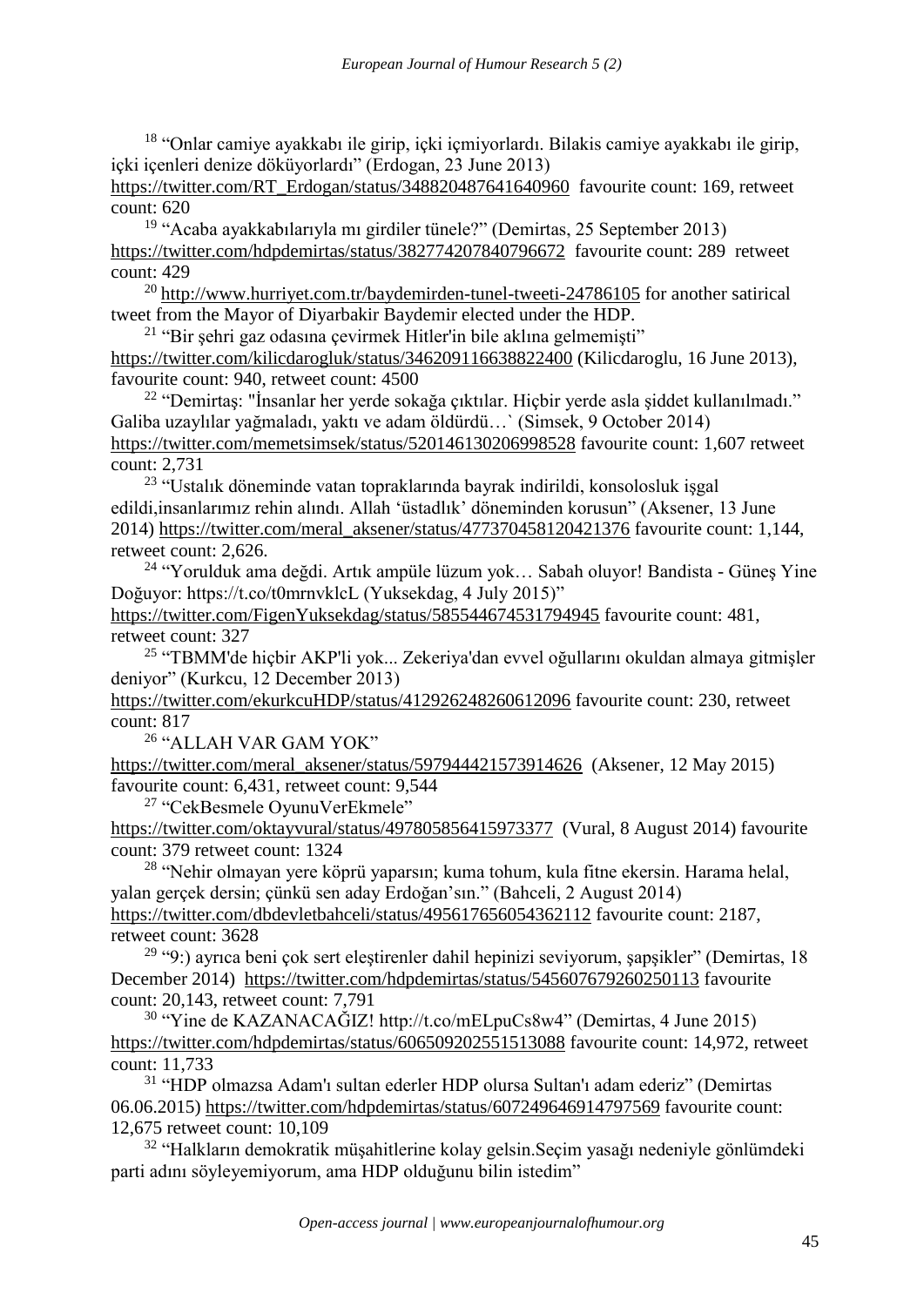[18] "Onlar camiye ayakkabı ile girip, içki içmiyorlardı. Bilakis camiye ayakkabı ile girip, içki içenleri denize döküyorlardı" (Erdogan, 23 June 2013) https://twitter.com/RT_Erdogan/status/348820487641640960 favourite count: 169, retweet count: 620

[19] "Acaba ayakkabılarıyla mı girdiler tünele?" (Demirtas, 25 September 2013) https://twitter.com/hdpdemirtas/status/382774207840796672 favourite count: 289 retweet count: 429

[20] http://www.hurriyet.com.tr/baydemirden-tunel-tweeti-24786105 for another satirical tweet from the Mayor of Diyarbakir Baydemir elected under the HDP.

[21] "Bir şehri gaz odasına çevirmek Hitler'in bile aklına gelmemişti" https://twitter.com/kilicdarogluk/status/346209116638822400 (Kilicdaroglu, 16 June 2013), favourite count: 940, retweet count: 4500

[22] "Demirtaş: "İnsanlar her yerde sokağa çıktılar. Hiçbir yerde asla şiddet kullanılmadı." Galiba uzaylılar yağmaladı, yaktı ve adam öldürdü…` (Simsek, 9 October 2014) https://twitter.com/memetsimsek/status/520146130206998528 favourite count: 1,607 retweet count: 2,731

[23] "Ustalık döneminde vatan topraklarında bayrak indirildi, konsolosluk işgal edildi,insanlarımız rehin alındı. Allah 'üstadlık' döneminden korusun" (Aksener, 13 June 2014) https://twitter.com/meral_aksener/status/477370458120421376 favourite count: 1,144, retweet count: 2,626.

[24] "Yorulduk ama değdi. Artık ampüle lüzum yok… Sabah oluyor! Bandista - Güneş Yine Doğuyor: https://t.co/t0mrnvklcL (Yuksekdag, 4 July 2015)" https://twitter.com/FigenYuksekdag/status/585544674531794945 favourite count: 481, retweet count: 327

[25] "TBMM'de hiçbir AKP'li yok... Zekeriya'dan evvel oğullarını okuldan almaya gitmişler deniyor" (Kurkcu, 12 December 2013) https://twitter.com/ekurkcuHDP/status/412926248260612096 favourite count: 230, retweet count: 817

[26] "ALLAH VAR GAM YOK" https://twitter.com/meral_aksener/status/597944421573914626 (Aksener, 12 May 2015) favourite count: 6,431, retweet count: 9,544

[27] "CekBesmele OyunuVerEkmele" https://twitter.com/oktayvural/status/497805856415973377 (Vural, 8 August 2014) favourite count: 379 retweet count: 1324

[28] "Nehir olmayan yere köprü yaparsın; kuma tohum, kula fitne ekersin. Harama helal, yalan gerçek dersin; çünkü sen aday Erdoğan'sın." (Bahceli, 2 August 2014) https://twitter.com/dbdevletbahceli/status/495617656054362112 favourite count: 2187, retweet count: 3628

[29] "9:) ayrıca beni çok sert eleştirenler dahil hepinizi seviyorum, şapşikler" (Demirtas, 18 December 2014) https://twitter.com/hdpdemirtas/status/545607679260250113 favourite count: 20,143, retweet count: 7,791

[30] "Yine de KAZANACAĞIZ! http://t.co/mELpuCs8w4" (Demirtas, 4 June 2015) https://twitter.com/hdpdemirtas/status/606509202551513088 favourite count: 14,972, retweet count: 11,733

[31] "HDP olmazsa Adam'ı sultan ederler HDP olursa Sultan'ı adam ederiz" (Demirtas 06.06.2015) https://twitter.com/hdpdemirtas/status/607249646914797569 favourite count: 12,675 retweet count: 10,109

[32] "Halkların demokratik müşahitlerine kolay gelsin.Seçim yasağı nedeniyle gönlümdeki parti adını söyleyemiyorum, ama HDP olduğunu bilin istedim"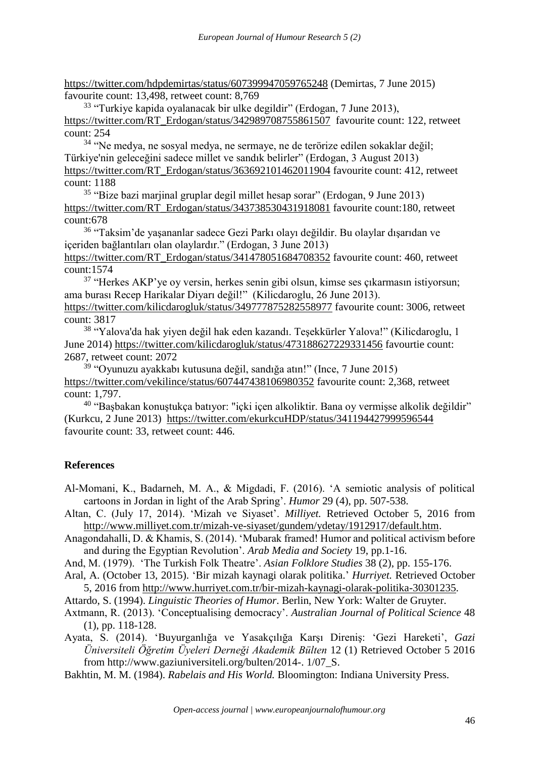https://twitter.com/hdpdemirtas/status/607399947059765248 (Demirtas, 7 June 2015) favourite count: 13,498, retweet count: 8,769

[33] "Turkiye kapida oyalanacak bir ulke degildir" (Erdogan, 7 June 2013), https://twitter.com/RT_Erdogan/status/342989708755861507 favourite count: 122, retweet count: 254

[34] "Ne medya, ne sosyal medya, ne sermaye, ne de terörize edilen sokaklar değil; Türkiye'nin geleceğini sadece millet ve sandık belirler" (Erdogan, 3 August 2013) https://twitter.com/RT_Erdogan/status/363692101462011904 favourite count: 412, retweet count: 1188

[35] "Bize bazi marjinal gruplar degil millet hesap sorar" (Erdogan, 9 June 2013) https://twitter.com/RT_Erdogan/status/343738530431918081 favourite count:180, retweet count:678

[36] "Taksim'de yaşananlar sadece Gezi Parkı olayı değildir. Bu olaylar dışarıdan ve içeriden bağlantıları olan olaylardır." (Erdogan, 3 June 2013) https://twitter.com/RT_Erdogan/status/341478051684708352 favourite count: 460, retweet count:1574

[37] "Herkes AKP'ye oy versin, herkes senin gibi olsun, kimse ses çıkarmasın istiyorsun; ama burası Recep Harikalar Diyarı değil!" (Kilicdaroglu, 26 June 2013). https://twitter.com/kilicdarogluk/status/349777875282558977 favourite count: 3006, retweet count: 3817

[38] "Yalova'da hak yiyen değil hak eden kazandı. Teşekkürler Yalova!" (Kilicdaroglu, 1 June 2014) https://twitter.com/kilicdarogluk/status/473188627229331456 favourtie count: 2687, retweet count: 2072

[39] "Oyunuzu ayakkabı kutusuna değil, sandığa atın!" (Ince, 7 June 2015) https://twitter.com/vekilince/status/607447438106980352 favourite count: 2,368, retweet count: 1,797.

[40] "Başbakan konuştukça batıyor: "içki içen alkoliktir. Bana oy vermişse alkolik değildir" (Kurkcu, 2 June 2013) https://twitter.com/ekurkcuHDP/status/341194427999596544 favourite count: 33, retweet count: 446.

## References

Al-Momani, K., Badarneh, M. A., & Migdadi, F. (2016). 'A semiotic analysis of political cartoons in Jordan in light of the Arab Spring'. *Humor* 29 (4), pp. 507-538.

Altan, C. (July 17, 2014). 'Mizah ve Siyaset'. *Milliyet.* Retrieved October 5, 2016 from http://www.milliyet.com.tr/mizah-ve-siyaset/gundem/ydetay/1912917/default.htm.

Anagondahalli, D. & Khamis, S. (2014). 'Mubarak framed! Humor and political activism before and during the Egyptian Revolution'. *Arab Media and Society* 19, pp.1-16.

And, M. (1979). 'The Turkish Folk Theatre'. *Asian Folklore Studies* 38 (2), pp. 155-176.

Aral, A. (October 13, 2015). 'Bir mizah kaynagi olarak politika.' *Hurriyet.* Retrieved October 5, 2016 from http://www.hurriyet.com.tr/bir-mizah-kaynagi-olarak-politika-30301235.

Attardo, S. (1994). *Linguistic Theories of Humor*. Berlin, New York: Walter de Gruyter.

Axtmann, R. (2013). 'Conceptualising democracy'. *Australian Journal of Political Science* 48 (1), pp. 118-128.

Ayata, S. (2014). 'Buyurganlığa ve Yasakçılığa Karşı Direniş: 'Gezi Hareketi', *Gazi Üniversiteli Öğretim Üyeleri Derneği Akademik Bülten* 12 (1) Retrieved October 5 2016 from http://www.gaziuniversiteli.org/bulten/2014-. 1/07_S.

Bakhtin, M. M. (1984). *Rabelais and His World.* Bloomington: Indiana University Press.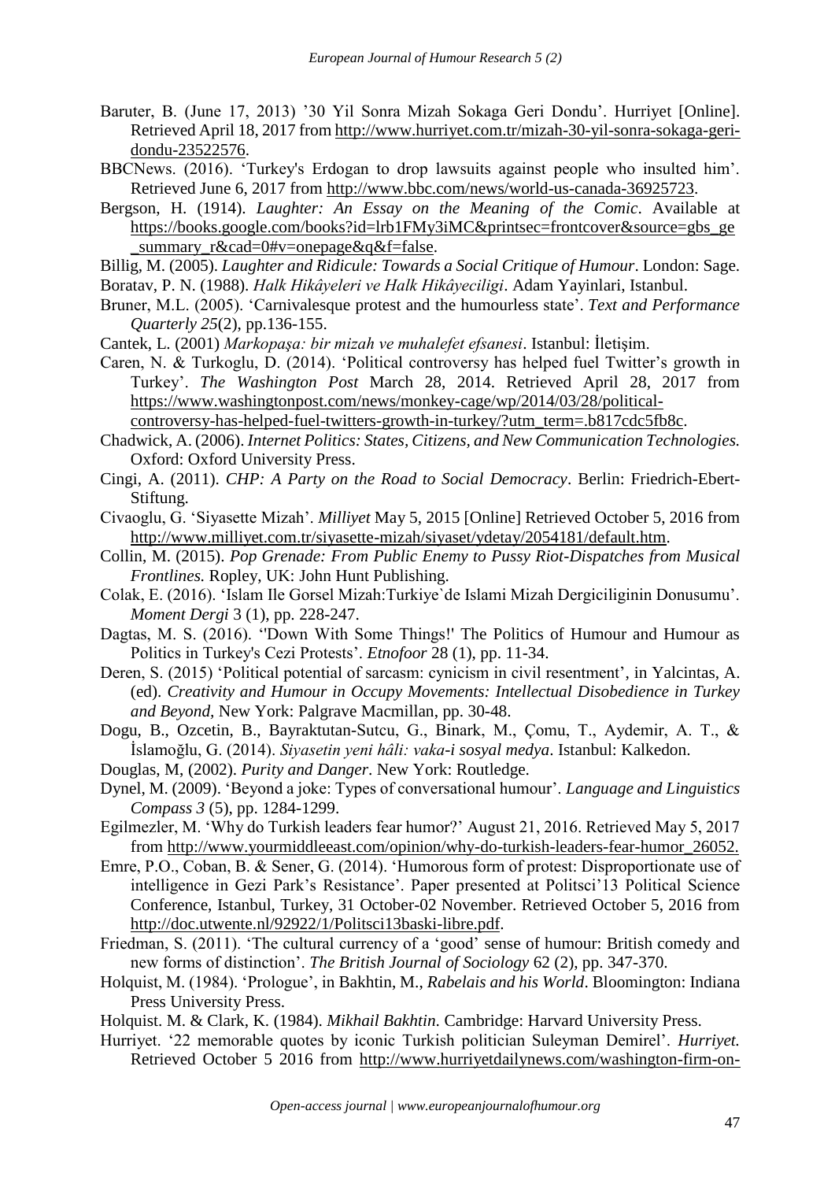Baruter, B. (June 17, 2013) '30 Yil Sonra Mizah Sokaga Geri Dondu'. Hurriyet [Online]. Retrieved April 18, 2017 from http://www.hurriyet.com.tr/mizah-30-yil-sonra-sokaga-geri-dondu-23522576.

BBCNews. (2016). 'Turkey's Erdogan to drop lawsuits against people who insulted him'. Retrieved June 6, 2017 from http://www.bbc.com/news/world-us-canada-36925723.

Bergson, H. (1914). *Laughter: An Essay on the Meaning of the Comic*. Available at https://books.google.com/books?id=lrb1FMy3iMC&printsec=frontcover&source=gbs_ge_summary_r&cad=0#v=onepage&q&f=false.

Billig, M. (2005). *Laughter and Ridicule: Towards a Social Critique of Humour*. London: Sage.

Boratav, P. N. (1988). *Halk Hikâyeleri ve Halk Hikâyeciligi*. Adam Yayinlari, Istanbul.

Bruner, M.L. (2005). 'Carnivalesque protest and the humourless state'. *Text and Performance Quarterly 25*(2), pp.136-155.

Cantek, L. (2001) *Markopaşa: bir mizah ve muhalefet efsanesi*. Istanbul: İletişim.

Caren, N. & Turkoglu, D. (2014). 'Political controversy has helped fuel Twitter's growth in Turkey'. *The Washington Post* March 28, 2014. Retrieved April 28, 2017 from https://www.washingtonpost.com/news/monkey-cage/wp/2014/03/28/political-controversy-has-helped-fuel-twitters-growth-in-turkey/?utm_term=.b817cdc5fb8c.

Chadwick, A. (2006). *Internet Politics: States, Citizens, and New Communication Technologies.* Oxford: Oxford University Press.

Cingi, A. (2011). *CHP: A Party on the Road to Social Democracy*. Berlin: Friedrich-Ebert-Stiftung.

Civaoglu, G. 'Siyasette Mizah'. *Milliyet* May 5, 2015 [Online] Retrieved October 5, 2016 from http://www.milliyet.com.tr/siyasette-mizah/siyaset/ydetay/2054181/default.htm.

Collin, M. (2015). *Pop Grenade: From Public Enemy to Pussy Riot-Dispatches from Musical Frontlines.* Ropley, UK: John Hunt Publishing.

Colak, E. (2016). 'Islam Ile Gorsel Mizah:Turkiye`de Islami Mizah Dergiciliginin Donusumu'. *Moment Dergi* 3 (1), pp. 228-247.

Dagtas, M. S. (2016). ''Down With Some Things!' The Politics of Humour and Humour as Politics in Turkey's Cezi Protests'. *Etnofoor* 28 (1), pp. 11-34.

Deren, S. (2015) 'Political potential of sarcasm: cynicism in civil resentment', in Yalcintas, A. (ed). *Creativity and Humour in Occupy Movements: Intellectual Disobedience in Turkey and Beyond*, New York: Palgrave Macmillan, pp. 30-48.

Dogu, B., Ozcetin, B., Bayraktutan-Sutcu, G., Binark, M., Çomu, T., Aydemir, A. T., & İslamoğlu, G. (2014). *Siyasetin yeni hâli: vaka-i sosyal medya*. Istanbul: Kalkedon.

Douglas, M, (2002). *Purity and Danger*. New York: Routledge.

Dynel, M. (2009). 'Beyond a joke: Types of conversational humour'. *Language and Linguistics Compass 3* (5), pp. 1284-1299.

Egilmezler, M. 'Why do Turkish leaders fear humor?' August 21, 2016. Retrieved May 5, 2017 from http://www.yourmiddleeast.com/opinion/why-do-turkish-leaders-fear-humor_26052.

Emre, P.O., Coban, B. & Sener, G. (2014). 'Humorous form of protest: Disproportionate use of intelligence in Gezi Park's Resistance'. Paper presented at Politsci'13 Political Science Conference, Istanbul, Turkey, 31 October-02 November. Retrieved October 5, 2016 from http://doc.utwente.nl/92922/1/Politsci13baski-libre.pdf.

Friedman, S. (2011). 'The cultural currency of a 'good' sense of humour: British comedy and new forms of distinction'. *The British Journal of Sociology* 62 (2), pp. 347-370.

Holquist, M. (1984). 'Prologue', in Bakhtin, M., *Rabelais and his World*. Bloomington: Indiana Press University Press.

Holquist. M. & Clark, K. (1984). *Mikhail Bakhtin*. Cambridge: Harvard University Press.

Hurriyet. '22 memorable quotes by iconic Turkish politician Suleyman Demirel'. *Hurriyet.* Retrieved October 5 2016 from http://www.hurriyetdailynews.com/washington-firm-on-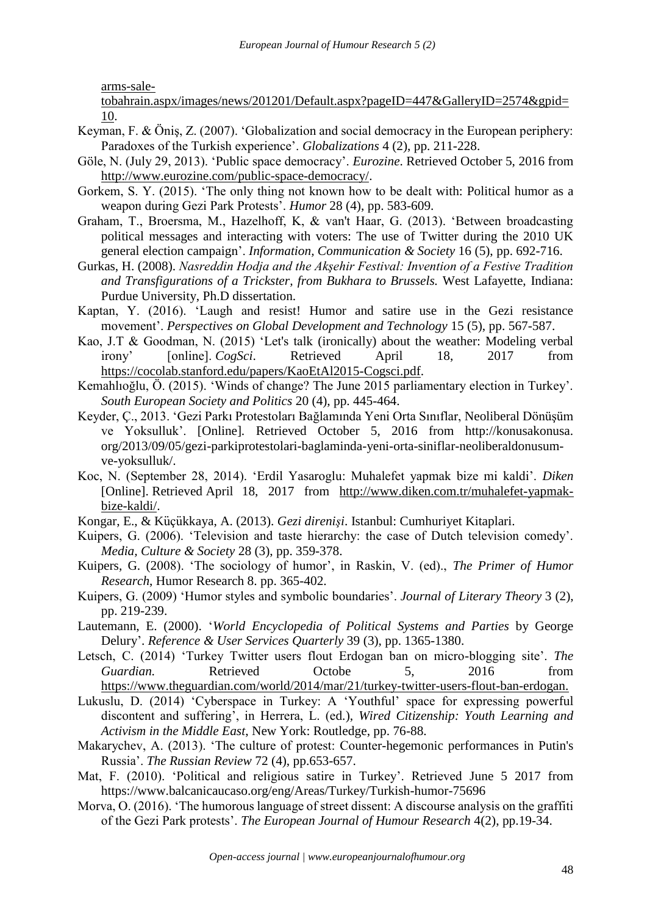arms-sale-tobahrain.aspx/images/news/201201/Default.aspx?pageID=447&GalleryID=2574&gpid=10.

Keyman, F. & Öniş, Z. (2007). 'Globalization and social democracy in the European periphery: Paradoxes of the Turkish experience'. *Globalizations* 4 (2), pp. 211-228.

Göle, N. (July 29, 2013). 'Public space democracy'. *Eurozine*. Retrieved October 5, 2016 from http://www.eurozine.com/public-space-democracy/.

Gorkem, S. Y. (2015). 'The only thing not known how to be dealt with: Political humor as a weapon during Gezi Park Protests'. *Humor* 28 (4), pp. 583-609.

Graham, T., Broersma, M., Hazelhoff, K, & van't Haar, G. (2013). 'Between broadcasting political messages and interacting with voters: The use of Twitter during the 2010 UK general election campaign'. *Information, Communication & Society* 16 (5), pp. 692-716.

Gurkas, H. (2008). *Nasreddin Hodja and the Akşehir Festival: Invention of a Festive Tradition and Transfigurations of a Trickster, from Bukhara to Brussels.* West Lafayette, Indiana: Purdue University, Ph.D dissertation.

Kaptan, Y. (2016). 'Laugh and resist! Humor and satire use in the Gezi resistance movement'. *Perspectives on Global Development and Technology* 15 (5), pp. 567-587.

Kao, J.T & Goodman, N. (2015) 'Let's talk (ironically) about the weather: Modeling verbal irony' [online]. *CogSci*. Retrieved April 18, 2017 from https://cocolab.stanford.edu/papers/KaoEtAl2015-Cogsci.pdf.

Kemahlıoğlu, Ö. (2015). 'Winds of change? The June 2015 parliamentary election in Turkey'. *South European Society and Politics* 20 (4), pp. 445-464.

Keyder, Ç., 2013. 'Gezi Parkı Protestoları Bağlamında Yeni Orta Sınıflar, Neoliberal Dönüşüm ve Yoksulluk'. [Online]. Retrieved October 5, 2016 from http://konusakonusa.org/2013/09/05/gezi-parkiprotestolari-baglaminda-yeni-orta-siniflar-neoliberaldonusum-ve-yoksulluk/.

Koc, N. (September 28, 2014). 'Erdil Yasaroglu: Muhalefet yapmak bize mi kaldi'. *Diken* [Online]. Retrieved April 18, 2017 from http://www.diken.com.tr/muhalefet-yapmak-bize-kaldi/.

Kongar, E., & Küçükkaya, A. (2013). *Gezi direnişi*. Istanbul: Cumhuriyet Kitaplari.

Kuipers, G. (2006). 'Television and taste hierarchy: the case of Dutch television comedy'. *Media, Culture & Society* 28 (3), pp. 359-378.

Kuipers, G. (2008). 'The sociology of humor', in Raskin, V. (ed)., *The Primer of Humor Research*, Humor Research 8. pp. 365-402.

Kuipers, G. (2009) 'Humor styles and symbolic boundaries'. *Journal of Literary Theory* 3 (2), pp. 219-239.

Lautemann, E. (2000). '*World Encyclopedia of Political Systems and Parties* by George Delury'. *Reference & User Services Quarterly* 39 (3), pp. 1365-1380.

Letsch, C. (2014) 'Turkey Twitter users flout Erdogan ban on micro-blogging site'. *The Guardian.* Retrieved Octobe 5, 2016 from https://www.theguardian.com/world/2014/mar/21/turkey-twitter-users-flout-ban-erdogan.

Lukuslu, D. (2014) 'Cyberspace in Turkey: A 'Youthful' space for expressing powerful discontent and suffering', in Herrera, L. (ed.), *Wired Citizenship: Youth Learning and Activism in the Middle East*, New York: Routledge, pp. 76-88.

Makarychev, A. (2013). 'The culture of protest: Counter-hegemonic performances in Putin's Russia'. *The Russian Review* 72 (4), pp.653-657.

Mat, F. (2010). 'Political and religious satire in Turkey'. Retrieved June 5 2017 from https://www.balcanicaucaso.org/eng/Areas/Turkey/Turkish-humor-75696

Morva, O. (2016). 'The humorous language of street dissent: A discourse analysis on the graffiti of the Gezi Park protests'. *The European Journal of Humour Research* 4(2), pp.19-34.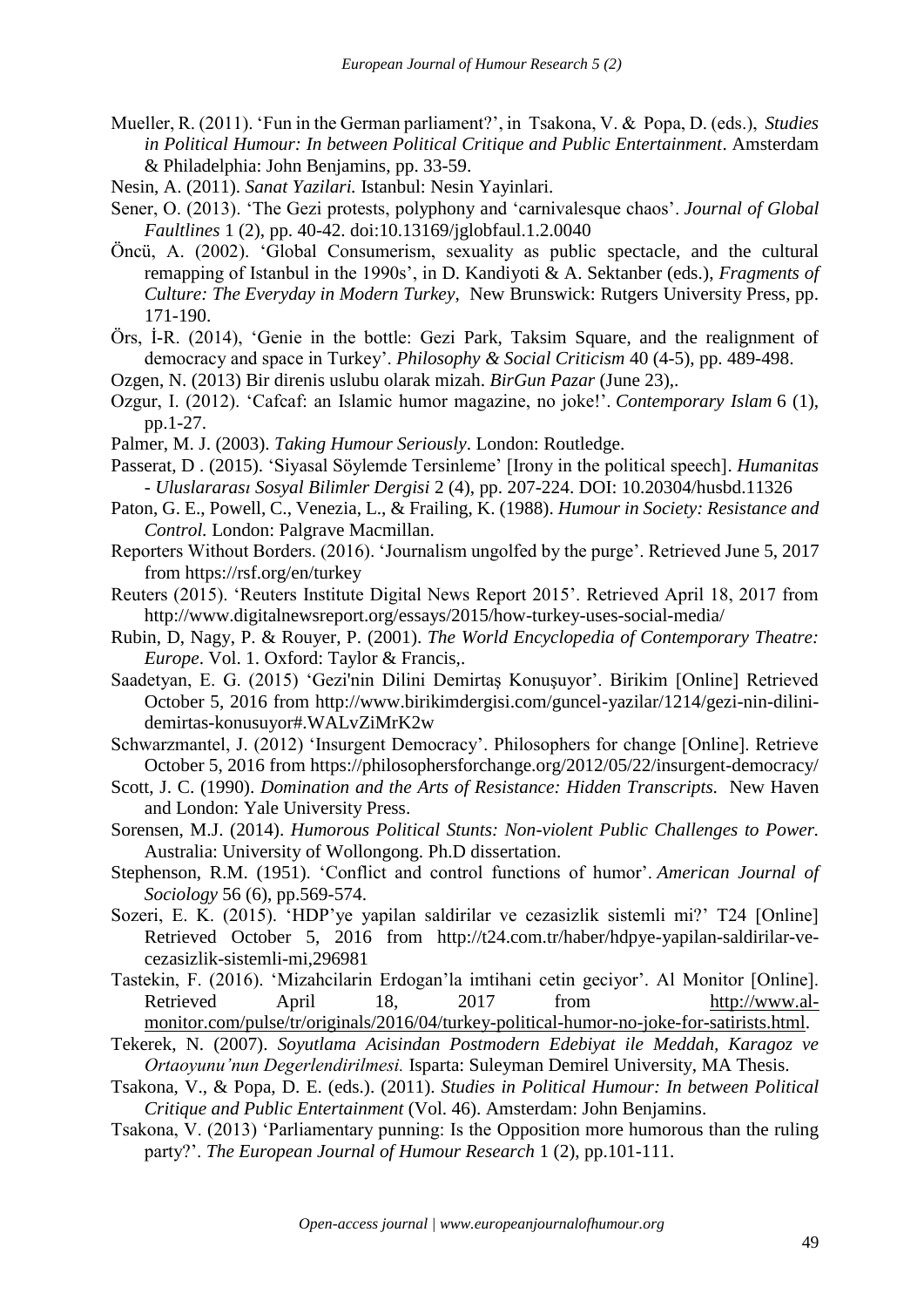Mueller, R. (2011). 'Fun in the German parliament?', in Tsakona, V. & Popa, D. (eds.), *Studies in Political Humour: In between Political Critique and Public Entertainment*. Amsterdam & Philadelphia: John Benjamins, pp. 33-59.

Nesin, A. (2011). *Sanat Yazilari.* Istanbul: Nesin Yayinlari.

Sener, O. (2013). 'The Gezi protests, polyphony and 'carnivalesque chaos'. *Journal of Global Faultlines* 1 (2), pp. 40-42. doi:10.13169/jglobfaul.1.2.0040

Öncü, A. (2002). 'Global Consumerism, sexuality as public spectacle, and the cultural remapping of Istanbul in the 1990s', in D. Kandiyoti & A. Sektanber (eds.), *Fragments of Culture: The Everyday in Modern Turkey*, New Brunswick: Rutgers University Press, pp. 171-190.

Örs, İ-R. (2014), 'Genie in the bottle: Gezi Park, Taksim Square, and the realignment of democracy and space in Turkey'. *Philosophy & Social Criticism* 40 (4-5), pp. 489-498.

Ozgen, N. (2013) Bir direnis uslubu olarak mizah. *BirGun Pazar* (June 23),.

Ozgur, I. (2012). 'Cafcaf: an Islamic humor magazine, no joke!'. *Contemporary Islam* 6 (1), pp.1-27.

Palmer, M. J. (2003). *Taking Humour Seriously*. London: Routledge.

Passerat, D . (2015). 'Siyasal Söylemde Tersinleme' [Irony in the political speech]. *Humanitas - Uluslararası Sosyal Bilimler Dergisi* 2 (4), pp. 207-224. DOI: 10.20304/husbd.11326

Paton, G. E., Powell, C., Venezia, L., & Frailing, K. (1988). *Humour in Society: Resistance and Control.* London: Palgrave Macmillan.

Reporters Without Borders. (2016). 'Journalism ungolfed by the purge'. Retrieved June 5, 2017 from https://rsf.org/en/turkey

Reuters (2015). 'Reuters Institute Digital News Report 2015'. Retrieved April 18, 2017 from http://www.digitalnewsreport.org/essays/2015/how-turkey-uses-social-media/

Rubin, D, Nagy, P. & Rouyer, P. (2001). *The World Encyclopedia of Contemporary Theatre: Europe*. Vol. 1. Oxford: Taylor & Francis,.

Saadetyan, E. G. (2015) 'Gezi'nin Dilini Demirtaş Konuşuyor'. Birikim [Online] Retrieved October 5, 2016 from http://www.birikimdergisi.com/guncel-yazilar/1214/gezi-nin-dilini-demirtas-konusuyor#.WALvZiMrK2w

Schwarzmantel, J. (2012) 'Insurgent Democracy'. Philosophers for change [Online]. Retrieve October 5, 2016 from https://philosophersforchange.org/2012/05/22/insurgent-democracy/

Scott, J. C. (1990). *Domination and the Arts of Resistance: Hidden Transcripts.* New Haven and London: Yale University Press.

Sorensen, M.J. (2014). *Humorous Political Stunts: Non-violent Public Challenges to Power.* Australia: University of Wollongong. Ph.D dissertation.

Stephenson, R.M. (1951). 'Conflict and control functions of humor'. *American Journal of Sociology* 56 (6), pp.569-574.

Sozeri, E. K. (2015). 'HDP'ye yapilan saldirilar ve cezasizlik sistemli mi?' T24 [Online] Retrieved October 5, 2016 from http://t24.com.tr/haber/hdpye-yapilan-saldirilar-ve-cezasizlik-sistemli-mi,296981

Tastekin, F. (2016). 'Mizahcilarin Erdogan'la imtihani cetin geciyor'. Al Monitor [Online]. Retrieved April 18, 2017 from http://www.al-monitor.com/pulse/tr/originals/2016/04/turkey-political-humor-no-joke-for-satirists.html.

Tekerek, N. (2007). *Soyutlama Acisindan Postmodern Edebiyat ile Meddah, Karagoz ve Ortaoyunu'nun Degerlendirilmesi.* Isparta: Suleyman Demirel University, MA Thesis.

Tsakona, V., & Popa, D. E. (eds.). (2011). *Studies in Political Humour: In between Political Critique and Public Entertainment* (Vol. 46). Amsterdam: John Benjamins.

Tsakona, V. (2013) 'Parliamentary punning: Is the Opposition more humorous than the ruling party?'. *The European Journal of Humour Research* 1 (2), pp.101-111.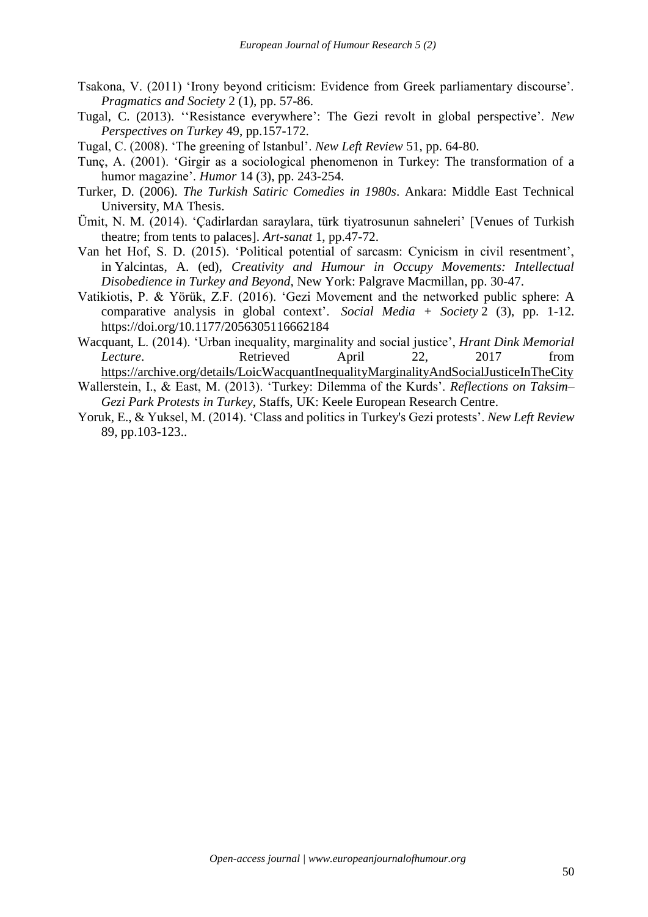Tsakona, V. (2011) ‘Irony beyond criticism: Evidence from Greek parliamentary discourse’. *Pragmatics and Society* 2 (1), pp. 57-86.

Tugal, C. (2013). ‘‘Resistance everywhere’: The Gezi revolt in global perspective’. *New Perspectives on Turkey* 49, pp.157-172.

Tugal, C. (2008). ‘The greening of Istanbul’. *New Left Review* 51, pp. 64-80.

Tunç, A. (2001). ‘Girgir as a sociological phenomenon in Turkey: The transformation of a humor magazine’. *Humor* 14 (3), pp. 243-254.

Turker, D. (2006). *The Turkish Satiric Comedies in 1980s*. Ankara: Middle East Technical University, MA Thesis.

Ümit, N. M. (2014). ‘Çadirlardan saraylara, türk tiyatrosunun sahneleri’ [Venues of Turkish theatre; from tents to palaces]. *Art-sanat* 1, pp.47-72.

Van het Hof, S. D. (2015). ‘Political potential of sarcasm: Cynicism in civil resentment’, in Yalcintas, A. (ed), *Creativity and Humour in Occupy Movements: Intellectual Disobedience in Turkey and Beyond*, New York: Palgrave Macmillan, pp. 30-47.

Vatikiotis, P. & Yörük, Z.F. (2016). ‘Gezi Movement and the networked public sphere: A comparative analysis in global context’. *Social Media + Society* 2 (3), pp. 1-12. https://doi.org/10.1177/2056305116662184

Wacquant, L. (2014). ‘Urban inequality, marginality and social justice’, *Hrant Dink Memorial Lecture*. Retrieved April 22, 2017 from https://archive.org/details/LoicWacquantInequalityMarginalityAndSocialJusticeInTheCity

Wallerstein, I., & East, M. (2013). ‘Turkey: Dilemma of the Kurds’. *Reflections on Taksim–Gezi Park Protests in Turkey*, Staffs, UK: Keele European Research Centre.

Yoruk, E., & Yuksel, M. (2014). ‘Class and politics in Turkey's Gezi protests’. *New Left Review* 89, pp.103-123..